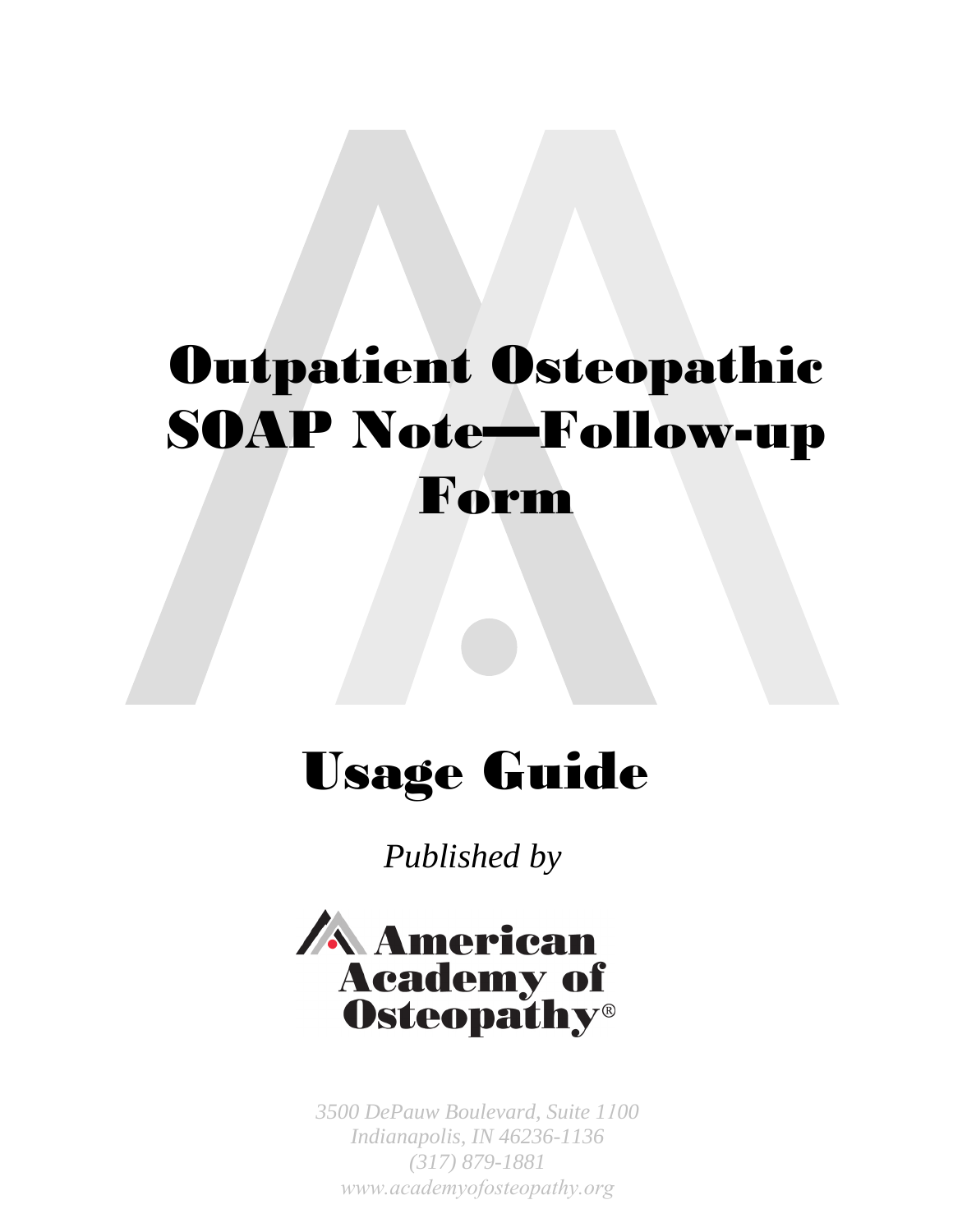# Outpatient Osteopathic SOAP Note—Follow-up Form

## Usage Guide

*Published by*

American Academy of Osteopathy®

*3500 DePauw Boulevard, Suite 1100*
*Indianapolis, IN 46236-1136*
*(317) 879-1881*
*www.academyofosteopathy.org*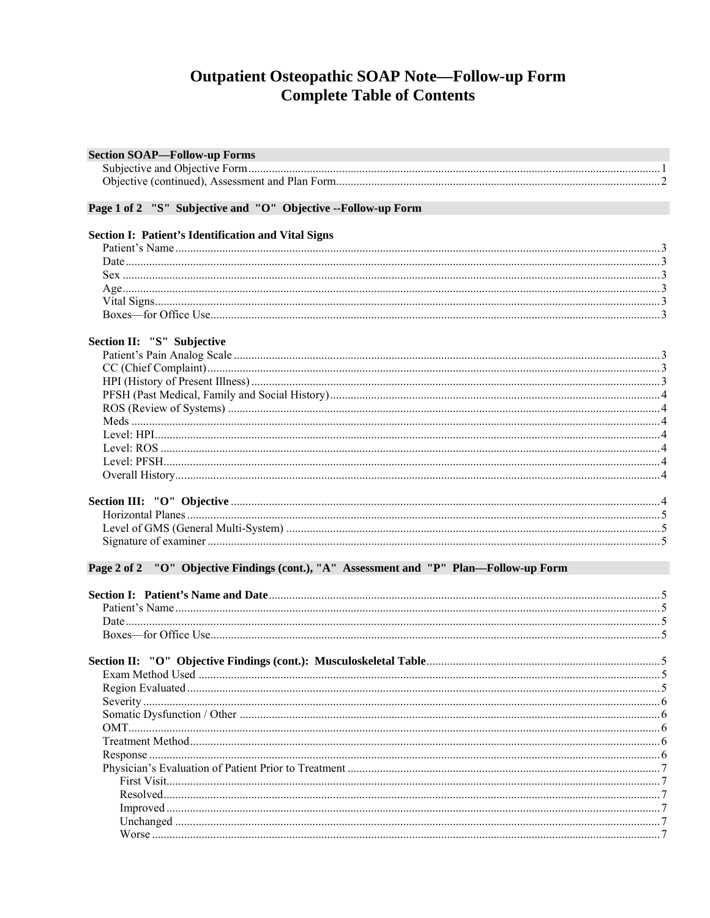# Outpatient Osteopathic SOAP Note—Follow-up Form
# Complete Table of Contents

**Section SOAP—Follow-up Forms**

- Subjective and Objective Form ........ 1
- Objective (continued), Assessment and Plan Form ........ 2

**Page 1 of 2 "S" Subjective and "O" Objective --Follow-up Form**

**Section I: Patient's Identification and Vital Signs**

- Patient's Name ........ 3
- Date ........ 3
- Sex ........ 3
- Age ........ 3
- Vital Signs ........ 3
- Boxes—for Office Use ........ 3

**Section II: "S" Subjective**

- Patient's Pain Analog Scale ........ 3
- CC (Chief Complaint) ........ 3
- HPI (History of Present Illness) ........ 3
- PFSH (Past Medical, Family and Social History) ........ 4
- ROS (Review of Systems) ........ 4
- Meds ........ 4
- Level: HPI ........ 4
- Level: ROS ........ 4
- Level: PFSH ........ 4
- Overall History ........ 4

**Section III: "O" Objective** ........ 4

- Horizontal Planes ........ 5
- Level of GMS (General Multi-System) ........ 5
- Signature of examiner ........ 5

**Page 2 of 2 "O" Objective Findings (cont.), "A" Assessment and "P" Plan—Follow-up Form**

**Section I: Patient's Name and Date** ........ 5

- Patient's Name ........ 5
- Date ........ 5
- Boxes—for Office Use ........ 5

**Section II: "O" Objective Findings (cont.): Musculoskeletal Table** ........ 5

- Exam Method Used ........ 5
- Region Evaluated ........ 5
- Severity ........ 6
- Somatic Dysfunction / Other ........ 6
- OMT ........ 6
- Treatment Method ........ 6
- Response ........ 6
- Physician's Evaluation of Patient Prior to Treatment ........ 7
  - First Visit ........ 7
  - Resolved ........ 7
  - Improved ........ 7
  - Unchanged ........ 7
  - Worse ........ 7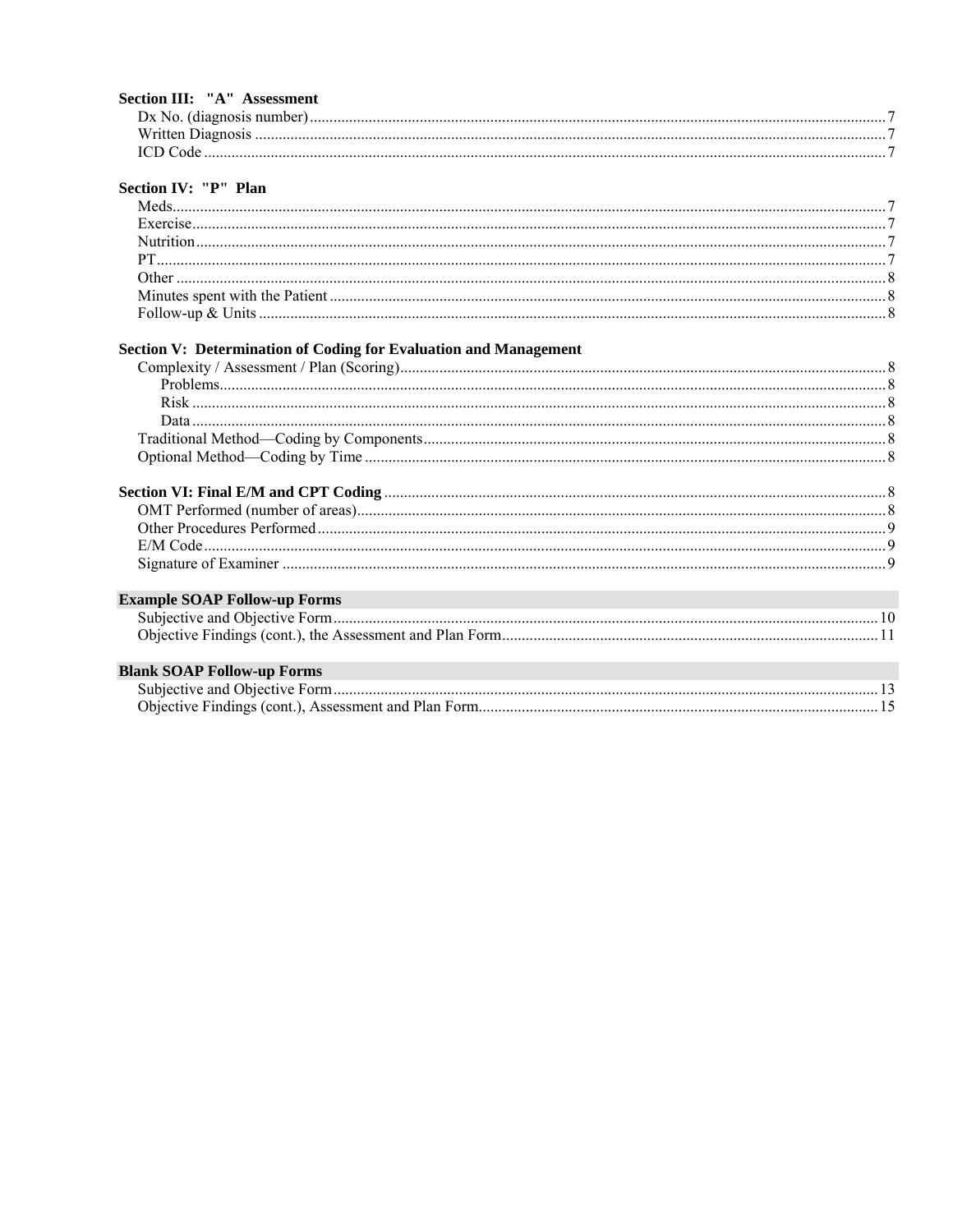**Section III: "A" Assessment**

- Dx No. (diagnosis number) ... 7
- Written Diagnosis ... 7
- ICD Code ... 7

**Section IV: "P" Plan**

- Meds ... 7
- Exercise ... 7
- Nutrition ... 7
- PT ... 7
- Other ... 8
- Minutes spent with the Patient ... 8
- Follow-up & Units ... 8

**Section V: Determination of Coding for Evaluation and Management**

- Complexity / Assessment / Plan (Scoring) ... 8
  - Problems ... 8
  - Risk ... 8
  - Data ... 8
- Traditional Method—Coding by Components ... 8
- Optional Method—Coding by Time ... 8

**Section VI: Final E/M and CPT Coding** ... 8

- OMT Performed (number of areas) ... 8
- Other Procedures Performed ... 9
- E/M Code ... 9
- Signature of Examiner ... 9

**Example SOAP Follow-up Forms**

- Subjective and Objective Form ... 10
- Objective Findings (cont.), the Assessment and Plan Form ... 11

**Blank SOAP Follow-up Forms**

- Subjective and Objective Form ... 13
- Objective Findings (cont.), Assessment and Plan Form ... 15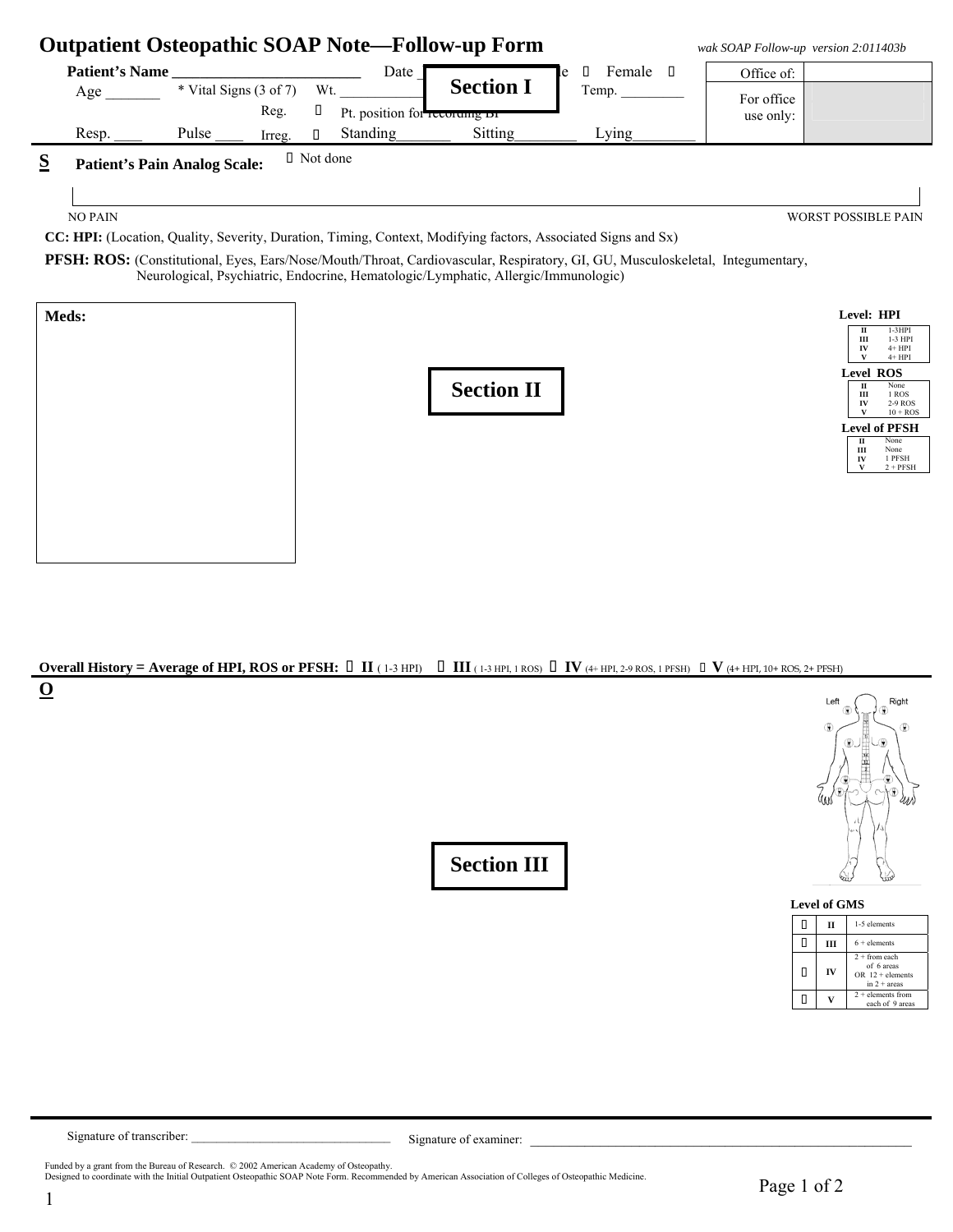# Outpatient Osteopathic SOAP Note—Follow-up Form

*wak SOAP Follow-up version 2:011403b*

**Patient's Name** ________________________ Date ______ **Section I** e ☐ Female ☐

Age _______ * Vital Signs (3 of 7) Wt. ___________ Temp. _________

Reg. ☐ Pt. position for recording BP

Resp. ____ Pulse ____ Irreg. ☐ Standing_______ Sitting________ Lying________

| Office of: | |
|---|---|
| For office use only: | |

**S** **Patient's Pain Analog Scale:** ☐ Not done

NO PAIN — WORST POSSIBLE PAIN

**CC: HPI:** (Location, Quality, Severity, Duration, Timing, Context, Modifying factors, Associated Signs and Sx)

**PFSH: ROS:** (Constitutional, Eyes, Ears/Nose/Mouth/Throat, Cardiovascular, Respiratory, GI, GU, Musculoskeletal, Integumentary, Neurological, Psychiatric, Endocrine, Hematologic/Lymphatic, Allergic/Immunologic)

**Meds:**

**Section II**

**Level: HPI**

| | |
|---|---|
| II | 1-3HPI |
| III | 1-3 HPI |
| IV | 4+ HPI |
| V | 4+ HPI |

**Level ROS**

| | |
|---|---|
| II | None |
| III | 1 ROS |
| IV | 2-9 ROS |
| V | 10 + ROS |

**Level of PFSH**

| | |
|---|---|
| II | None |
| III | None |
| IV | 1 PFSH |
| V | 2 + PFSH |

**Overall History = Average of HPI, ROS or PFSH:** ☐ **II** (1-3 HPI) ☐ **III** (1-3 HPI, 1 ROS) ☐ **IV** (4+ HPI, 2-9 ROS, 1 PFSH) ☐ **V** (4+ HPI, 10+ ROS, 2+ PFSH)

**O**

**Section III**

Left Right

**Level of GMS**

| | | |
|---|---|---|
| ☐ | II | 1-5 elements |
| ☐ | III | 6 + elements |
| ☐ | IV | 2 + from each of 6 areas OR 12 + elements in 2 + areas |
| ☐ | V | 2 + elements from each of 9 areas |

Signature of transcriber: ______________________________ Signature of examiner: ______________________________

Funded by a grant from the Bureau of Research. © 2002 American Academy of Osteopathy.
Designed to coordinate with the Initial Outpatient Osteopathic SOAP Note Form. Recommended by American Association of Colleges of Osteopathic Medicine.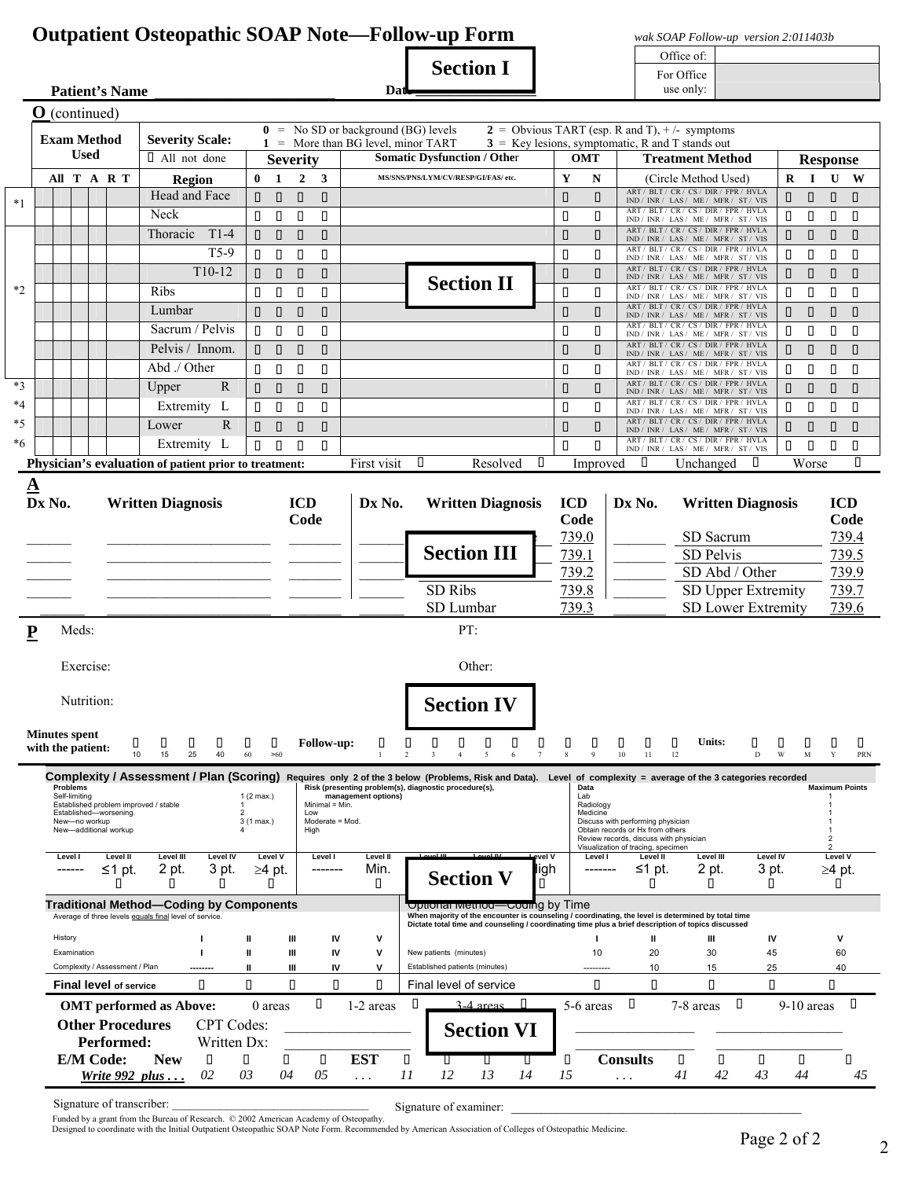# Outpatient Osteopathic SOAP Note—Follow-up Form

wak SOAP Follow-up version 2:011403b

| Office of: | |
|---|---|
| For Office use only: | |

**Section I**

**Patient's Name** ______________________ **Date** ______________

## O (continued)

**Severity Scale:**
0 = No SD or background (BG) levels
1 = More than BG level, minor TART
2 = Obvious TART (esp. R and T), +/- symptoms
3 = Key lesions, symptomatic, R and T stands out

**Section II**

| | Exam Method Used | | | | | Severity | | | | | Somatic Dysfunction / Other | OMT | | Treatment Method | Response | | | |
|---|---|---|---|---|---|---|---|---|---|---|---|---|---|---|---|---|---|---|
| | All | T | A | R | T | Region | 0 | 1 | 2 | 3 | MS/SNS/PNS/LYM/CV/RESP/GI/FAS/ etc. | Y | N | (Circle Method Used) | R | I | U | W |
| *1 | | | | | | Head and Face | ☐ | ☐ | ☐ | ☐ | | ☐ | ☐ | ART / BLT / CR / CS / DIR / FPR / HVLA IND / INR / LAS / ME / MFR / ST / VIS | ☐ | ☐ | ☐ | ☐ |
| | | | | | | Neck | ☐ | ☐ | ☐ | ☐ | | ☐ | ☐ | ART / BLT / CR / CS / DIR / FPR / HVLA IND / INR / LAS / ME / MFR / ST / VIS | ☐ | ☐ | ☐ | ☐ |
| *2 | | | | | | Thoracic T1-4 | ☐ | ☐ | ☐ | ☐ | | ☐ | ☐ | ART / BLT / CR / CS / DIR / FPR / HVLA IND / INR / LAS / ME / MFR / ST / VIS | ☐ | ☐ | ☐ | ☐ |
| | | | | | | T5-9 | ☐ | ☐ | ☐ | ☐ | | ☐ | ☐ | ART / BLT / CR / CS / DIR / FPR / HVLA IND / INR / LAS / ME / MFR / ST / VIS | ☐ | ☐ | ☐ | ☐ |
| | | | | | | T10-12 | ☐ | ☐ | ☐ | ☐ | | ☐ | ☐ | ART / BLT / CR / CS / DIR / FPR / HVLA IND / INR / LAS / ME / MFR / ST / VIS | ☐ | ☐ | ☐ | ☐ |
| | | | | | | Ribs | ☐ | ☐ | ☐ | ☐ | | ☐ | ☐ | ART / BLT / CR / CS / DIR / FPR / HVLA IND / INR / LAS / ME / MFR / ST / VIS | ☐ | ☐ | ☐ | ☐ |
| | | | | | | Lumbar | ☐ | ☐ | ☐ | ☐ | | ☐ | ☐ | ART / BLT / CR / CS / DIR / FPR / HVLA IND / INR / LAS / ME / MFR / ST / VIS | ☐ | ☐ | ☐ | ☐ |
| | | | | | | Sacrum / Pelvis | ☐ | ☐ | ☐ | ☐ | | ☐ | ☐ | ART / BLT / CR / CS / DIR / FPR / HVLA IND / INR / LAS / ME / MFR / ST / VIS | ☐ | ☐ | ☐ | ☐ |
| | | | | | | Pelvis / Innom. | ☐ | ☐ | ☐ | ☐ | | ☐ | ☐ | ART / BLT / CR / CS / DIR / FPR / HVLA IND / INR / LAS / ME / MFR / ST / VIS | ☐ | ☐ | ☐ | ☐ |
| | | | | | | Abd ./ Other | ☐ | ☐ | ☐ | ☐ | | ☐ | ☐ | ART / BLT / CR / CS / DIR / FPR / HVLA IND / INR / LAS / ME / MFR / ST / VIS | ☐ | ☐ | ☐ | ☐ |
| *3 | | | | | | Upper Extremity R | ☐ | ☐ | ☐ | ☐ | | ☐ | ☐ | ART / BLT / CR / CS / DIR / FPR / HVLA IND / INR / LAS / ME / MFR / ST / VIS | ☐ | ☐ | ☐ | ☐ |
| *4 | | | | | | Upper Extremity L | ☐ | ☐ | ☐ | ☐ | | ☐ | ☐ | ART / BLT / CR / CS / DIR / FPR / HVLA IND / INR / LAS / ME / MFR / ST / VIS | ☐ | ☐ | ☐ | ☐ |
| *5 | | | | | | Lower Extremity R | ☐ | ☐ | ☐ | ☐ | | ☐ | ☐ | ART / BLT / CR / CS / DIR / FPR / HVLA IND / INR / LAS / ME / MFR / ST / VIS | ☐ | ☐ | ☐ | ☐ |
| *6 | | | | | | Lower Extremity L | ☐ | ☐ | ☐ | ☐ | | ☐ | ☐ | ART / BLT / CR / CS / DIR / FPR / HVLA IND / INR / LAS / ME / MFR / ST / VIS | ☐ | ☐ | ☐ | ☐ |

☐ All not done

**Physician's evaluation of patient prior to treatment:** First visit ☐ Resolved ☐ Improved ☐ Unchanged ☐ Worse ☐

## A

**Section III**

| Dx No. | Written Diagnosis | ICD Code | Dx No. | Written Diagnosis | ICD Code | Dx No. | Written Diagnosis | ICD Code |
|---|---|---|---|---|---|---|---|---|
| ______ | ______________ | ______ | ______ | | 739.0 | ______ | SD Sacrum | 739.4 |
| ______ | ______________ | ______ | ______ | | 739.1 | ______ | SD Pelvis | 739.5 |
| ______ | ______________ | ______ | ______ | | 739.2 | ______ | SD Abd / Other | 739.9 |
| ______ | ______________ | ______ | ______ | SD Ribs | 739.8 | ______ | SD Upper Extremity | 739.7 |
| ______ | ______________ | ______ | ______ | SD Lumbar | 739.3 | ______ | SD Lower Extremity | 739.6 |

## P

Meds:

PT:

Exercise:

Other:

Nutrition:

**Section IV**

**Minutes spent with the patient:** ☐ 10 ☐ 15 ☐ 25 ☐ 40 ☐ 60 ☐ >60

**Follow-up:** ☐ 1 ☐ 2 ☐ 3 ☐ 4 ☐ 5 ☐ 6 ☐ 7 ☐ 8 ☐ 9 ☐ 10 ☐ 11 ☐ 12 **Units:** ☐ D ☐ W ☐ M ☐ Y ☐ PRN

**Complexity / Assessment / Plan (Scoring)** Requires only 2 of the 3 below (Problems, Risk and Data). Level of complexity = average of the 3 categories recorded

**Section V**

| Problems | | Risk (presenting problem(s), diagnostic procedure(s), management options) | Data | Maximum Points |
|---|---|---|---|---|
| Self-limiting | 1 (2 max.) | Minimal = Min. | Lab | 1 |
| Established problem improved / stable | 1 | Low | Radiology | 1 |
| Established—worsening. | 2 | Moderate = Mod. | Medicine | 1 |
| New—no workup | 3 (1 max.) | High | Discuss with performing physician | 1 |
| New—additional workup | 4 | | Obtain records or Hx from others | 1 |
| | | | Review records, discuss with physician | 2 |
| | | | Visualization of tracing, specimen | 2 |

| | Level I | Level II | Level III | Level IV | Level V |
|---|---|---|---|---|---|
| Problems | ------ | ≤1 pt. ☐ | 2 pt. ☐ | 3 pt. ☐ | ≥4 pt. ☐ |
| Risk | ------- | Min. ☐ | | | High ☐ |
| Data | ------- | ≤1 pt. ☐ | 2 pt. ☐ | 3 pt. ☐ | ≥4 pt. ☐ |

**Traditional Method—Coding by Components**
Average of three levels equals final level of service.

| | I | II | III | IV | V |
|---|---|---|---|---|---|
| History | I | II | III | IV | V |
| Examination | I | II | III | IV | V |
| Complexity / Assessment / Plan | -------- | II | III | IV | V |
| **Final level of service** | ☐ | ☐ | ☐ | ☐ | ☐ |

**Optional Method—Coding by Time**
When majority of the encounter is counseling / coordinating, the level is determined by total time
Dictate total time and counseling / coordinating time plus a brief description of topics discussed

| | I | II | III | IV | V |
|---|---|---|---|---|---|
| New patients (minutes) | 10 | 20 | 30 | 45 | 60 |
| Established patients (minutes) | --------- | 10 | 15 | 25 | 40 |
| Final level of service | ☐ | ☐ | ☐ | ☐ | ☐ |

**OMT performed as Above:** 0 areas ☐ 1-2 areas ☐ 3-4 areas ☐ 5-6 areas ☐ 7-8 areas ☐ 9-10 areas ☐

**Section VI**

**Other Procedures Performed:** CPT Codes: ______________ Written Dx: ______________

**E/M Code:** *Write 992 plus . . .* **New** ☐ 02 ☐ 03 ☐ 04 ☐ 05 . . . **EST** ☐ 11 ☐ 12 ☐ 13 ☐ 14 ☐ 15 . . . **Consults** ☐ 41 ☐ 42 ☐ 43 ☐ 44 ☐ 45

Signature of transcriber: ______________________ Signature of examiner: ______________________

Funded by a grant from the Bureau of Research. © 2002 American Academy of Osteopathy.
Designed to coordinate with the Initial Outpatient Osteopathic SOAP Note Form. Recommended by American Association of Colleges of Osteopathic Medicine.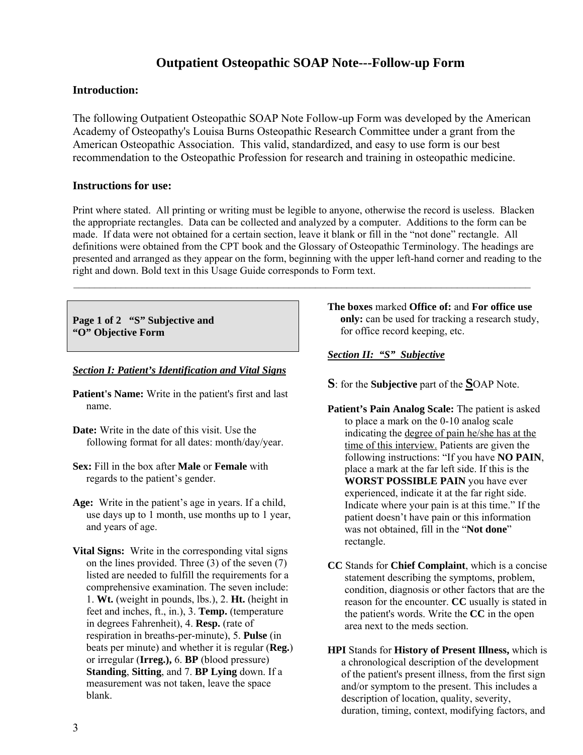# Outpatient Osteopathic SOAP Note---Follow-up Form

## Introduction:

The following Outpatient Osteopathic SOAP Note Follow-up Form was developed by the American Academy of Osteopathy's Louisa Burns Osteopathic Research Committee under a grant from the American Osteopathic Association. This valid, standardized, and easy to use form is our best recommendation to the Osteopathic Profession for research and training in osteopathic medicine.

## Instructions for use:

Print where stated. All printing or writing must be legible to anyone, otherwise the record is useless. Blacken the appropriate rectangles. Data can be collected and analyzed by a computer. Additions to the form can be made. If data were not obtained for a certain section, leave it blank or fill in the "not done" rectangle. All definitions were obtained from the CPT book and the Glossary of Osteopathic Terminology. The headings are presented and arranged as they appear on the form, beginning with the upper left-hand corner and reading to the right and down. Bold text in this Usage Guide corresponds to Form text.

---

**Page 1 of 2 "S" Subjective and "O" Objective Form**

***Section I: Patient's Identification and Vital Signs***

**Patient's Name:** Write in the patient's first and last name.

**Date:** Write in the date of this visit. Use the following format for all dates: month/day/year.

**Sex:** Fill in the box after **Male** or **Female** with regards to the patient's gender.

**Age:** Write in the patient's age in years. If a child, use days up to 1 month, use months up to 1 year, and years of age.

**Vital Signs:** Write in the corresponding vital signs on the lines provided. Three (3) of the seven (7) listed are needed to fulfill the requirements for a comprehensive examination. The seven include: 1. **Wt.** (weight in pounds, lbs.), 2. **Ht.** (height in feet and inches, ft., in.), 3. **Temp.** (temperature in degrees Fahrenheit), 4. **Resp.** (rate of respiration in breaths-per-minute), 5. **Pulse** (in beats per minute) and whether it is regular (**Reg.**) or irregular (**Irreg.**), 6. **BP** (blood pressure) **Standing**, **Sitting**, and 7. **BP Lying** down. If a measurement was not taken, leave the space blank.

**The boxes** marked **Office of:** and **For office use only:** can be used for tracking a research study, for office record keeping, etc.

***Section II: "S" Subjective***

**S**: for the **Subjective** part of the **S**OAP Note.

**Patient's Pain Analog Scale:** The patient is asked to place a mark on the 0-10 analog scale indicating the degree of pain he/she has at the time of this interview. Patients are given the following instructions: "If you have **NO PAIN**, place a mark at the far left side. If this is the **WORST POSSIBLE PAIN** you have ever experienced, indicate it at the far right side. Indicate where your pain is at this time." If the patient doesn't have pain or this information was not obtained, fill in the "**Not done**" rectangle.

**CC** Stands for **Chief Complaint**, which is a concise statement describing the symptoms, problem, condition, diagnosis or other factors that are the reason for the encounter. **CC** usually is stated in the patient's words. Write the **CC** in the open area next to the meds section.

**HPI** Stands for **History of Present Illness,** which is a chronological description of the development of the patient's present illness, from the first sign and/or symptom to the present. This includes a description of location, quality, severity, duration, timing, context, modifying factors, and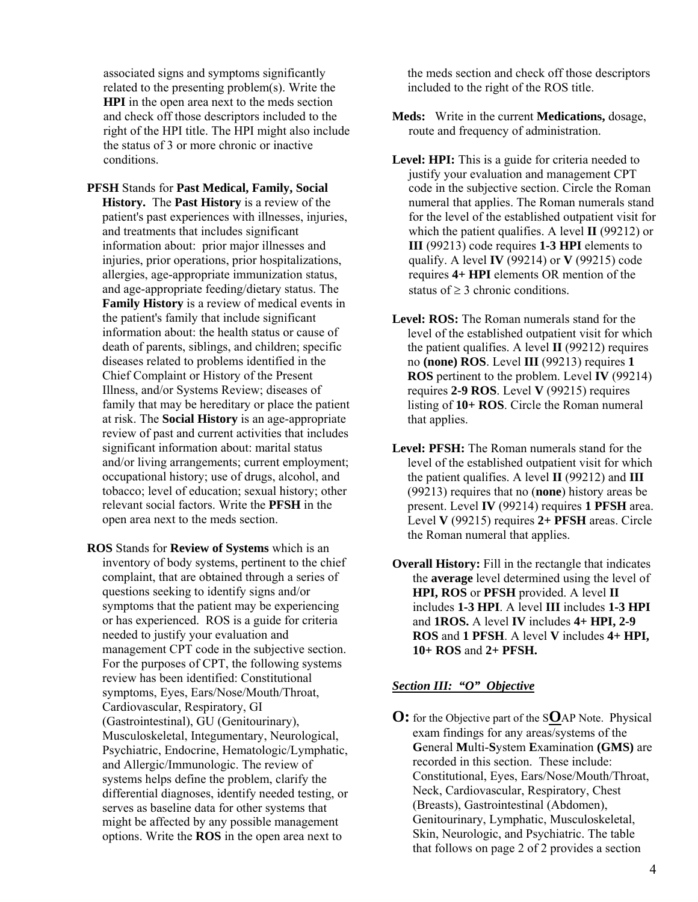associated signs and symptoms significantly related to the presenting problem(s). Write the **HPI** in the open area next to the meds section and check off those descriptors included to the right of the HPI title. The HPI might also include the status of 3 or more chronic or inactive conditions.

**PFSH** Stands for **Past Medical, Family, Social History.** The **Past History** is a review of the patient's past experiences with illnesses, injuries, and treatments that includes significant information about: prior major illnesses and injuries, prior operations, prior hospitalizations, allergies, age-appropriate immunization status, and age-appropriate feeding/dietary status. The **Family History** is a review of medical events in the patient's family that include significant information about: the health status or cause of death of parents, siblings, and children; specific diseases related to problems identified in the Chief Complaint or History of the Present Illness, and/or Systems Review; diseases of family that may be hereditary or place the patient at risk. The **Social History** is an age-appropriate review of past and current activities that includes significant information about: marital status and/or living arrangements; current employment; occupational history; use of drugs, alcohol, and tobacco; level of education; sexual history; other relevant social factors. Write the **PFSH** in the open area next to the meds section.

**ROS** Stands for **Review of Systems** which is an inventory of body systems, pertinent to the chief complaint, that are obtained through a series of questions seeking to identify signs and/or symptoms that the patient may be experiencing or has experienced. ROS is a guide for criteria needed to justify your evaluation and management CPT code in the subjective section. For the purposes of CPT, the following systems review has been identified: Constitutional symptoms, Eyes, Ears/Nose/Mouth/Throat, Cardiovascular, Respiratory, GI (Gastrointestinal), GU (Genitourinary), Musculoskeletal, Integumentary, Neurological, Psychiatric, Endocrine, Hematologic/Lymphatic, and Allergic/Immunologic. The review of systems helps define the problem, clarify the differential diagnoses, identify needed testing, or serves as baseline data for other systems that might be affected by any possible management options. Write the **ROS** in the open area next to the meds section and check off those descriptors included to the right of the ROS title.

**Meds:** Write in the current **Medications,** dosage, route and frequency of administration.

**Level: HPI:** This is a guide for criteria needed to justify your evaluation and management CPT code in the subjective section. Circle the Roman numeral that applies. The Roman numerals stand for the level of the established outpatient visit for which the patient qualifies. A level **II** (99212) or **III** (99213) code requires **1-3 HPI** elements to qualify. A level **IV** (99214) or **V** (99215) code requires **4+ HPI** elements OR mention of the status of ≥ 3 chronic conditions.

**Level: ROS:** The Roman numerals stand for the level of the established outpatient visit for which the patient qualifies. A level **II** (99212) requires no **(none) ROS**. Level **III** (99213) requires **1 ROS** pertinent to the problem. Level **IV** (99214) requires **2-9 ROS**. Level **V** (99215) requires listing of **10+ ROS**. Circle the Roman numeral that applies.

**Level: PFSH:** The Roman numerals stand for the level of the established outpatient visit for which the patient qualifies. A level **II** (99212) and **III** (99213) requires that no (**none**) history areas be present. Level **IV** (99214) requires **1 PFSH** area. Level **V** (99215) requires **2+ PFSH** areas. Circle the Roman numeral that applies.

**Overall History:** Fill in the rectangle that indicates the **average** level determined using the level of **HPI, ROS** or **PFSH** provided. A level **II** includes **1-3 HPI**. A level **III** includes **1-3 HPI** and **1ROS.** A level **IV** includes **4+ HPI, 2-9 ROS** and **1 PFSH**. A level **V** includes **4+ HPI, 10+ ROS** and **2+ PFSH.**

### ***Section III: "O" Objective***

**O:** for the Objective part of the S**O**AP Note. Physical exam findings for any areas/systems of the **G**eneral **M**ulti-**S**ystem **E**xamination **(GMS)** are recorded in this section. These include: Constitutional, Eyes, Ears/Nose/Mouth/Throat, Neck, Cardiovascular, Respiratory, Chest (Breasts), Gastrointestinal (Abdomen), Genitourinary, Lymphatic, Musculoskeletal, Skin, Neurologic, and Psychiatric. The table that follows on page 2 of 2 provides a section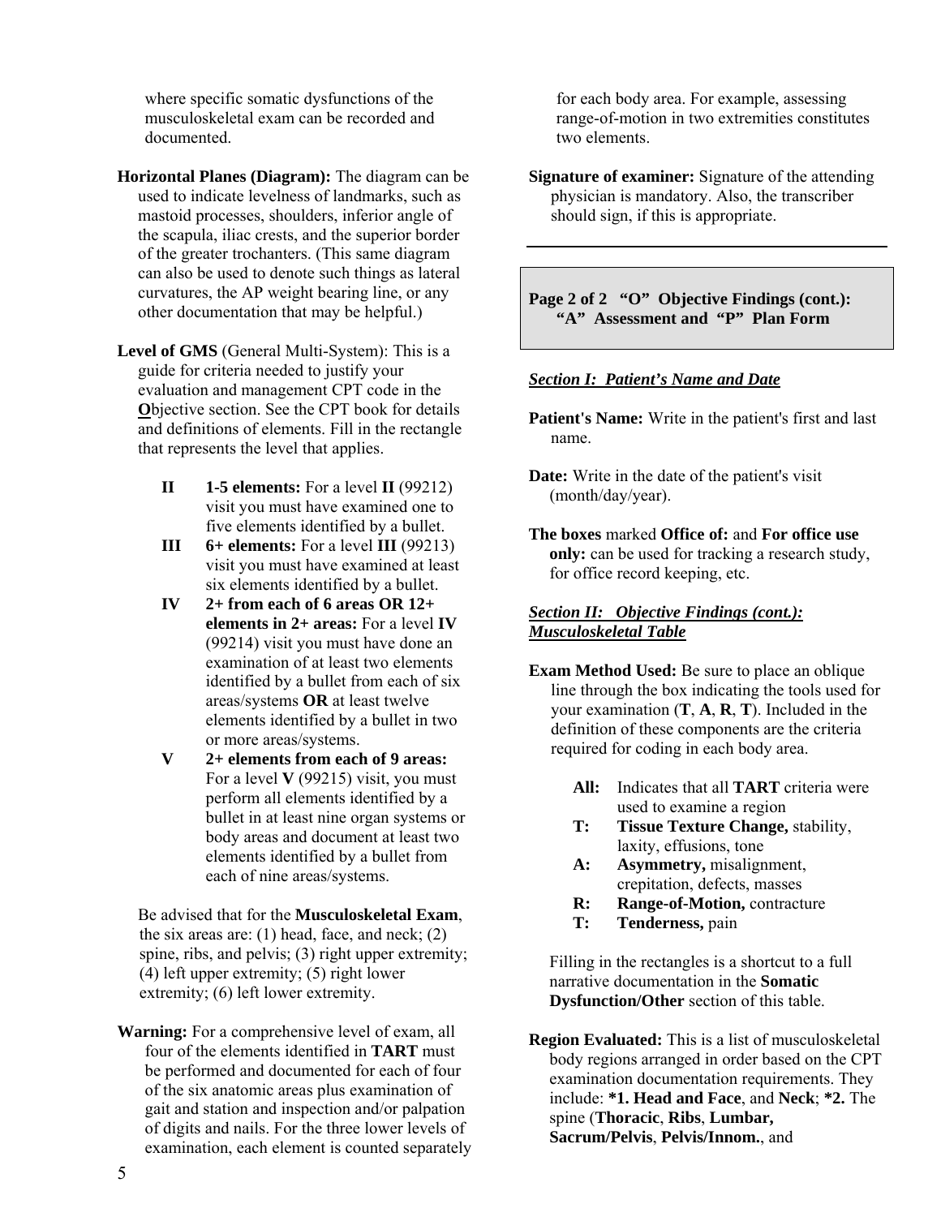where specific somatic dysfunctions of the musculoskeletal exam can be recorded and documented.

**Horizontal Planes (Diagram):** The diagram can be used to indicate levelness of landmarks, such as mastoid processes, shoulders, inferior angle of the scapula, iliac crests, and the superior border of the greater trochanters. (This same diagram can also be used to denote such things as lateral curvatures, the AP weight bearing line, or any other documentation that may be helpful.)

**Level of GMS** (General Multi-System): This is a guide for criteria needed to justify your evaluation and management CPT code in the **O**bjective section. See the CPT book for details and definitions of elements. Fill in the rectangle that represents the level that applies.

- **II** **1-5 elements:** For a level **II** (99212) visit you must have examined one to five elements identified by a bullet.
- **III** **6+ elements:** For a level **III** (99213) visit you must have examined at least six elements identified by a bullet.
- **IV** **2+ from each of 6 areas OR 12+ elements in 2+ areas:** For a level **IV** (99214) visit you must have done an examination of at least two elements identified by a bullet from each of six areas/systems **OR** at least twelve elements identified by a bullet in two or more areas/systems.
- **V** **2+ elements from each of 9 areas:** For a level **V** (99215) visit, you must perform all elements identified by a bullet in at least nine organ systems or body areas and document at least two elements identified by a bullet from each of nine areas/systems.

Be advised that for the **Musculoskeletal Exam**, the six areas are: (1) head, face, and neck; (2) spine, ribs, and pelvis; (3) right upper extremity; (4) left upper extremity; (5) right lower extremity; (6) left lower extremity.

**Warning:** For a comprehensive level of exam, all four of the elements identified in **TART** must be performed and documented for each of four of the six anatomic areas plus examination of gait and station and inspection and/or palpation of digits and nails. For the three lower levels of examination, each element is counted separately for each body area. For example, assessing range-of-motion in two extremities constitutes two elements.

**Signature of examiner:** Signature of the attending physician is mandatory. Also, the transcriber should sign, if this is appropriate.

---

## Page 2 of 2 "O" Objective Findings (cont.): "A" Assessment and "P" Plan Form

### *Section I: Patient's Name and Date*

**Patient's Name:** Write in the patient's first and last name.

**Date:** Write in the date of the patient's visit (month/day/year).

**The boxes** marked **Office of:** and **For office use only:** can be used for tracking a research study, for office record keeping, etc.

### *Section II: Objective Findings (cont.): Musculoskeletal Table*

**Exam Method Used:** Be sure to place an oblique line through the box indicating the tools used for your examination (**T**, **A**, **R**, **T**). Included in the definition of these components are the criteria required for coding in each body area.

- **All:** Indicates that all **TART** criteria were used to examine a region
- **T:** **Tissue Texture Change,** stability, laxity, effusions, tone
- **A:** **Asymmetry,** misalignment, crepitation, defects, masses
- **R:** **Range-of-Motion,** contracture
- **T:** **Tenderness,** pain

Filling in the rectangles is a shortcut to a full narrative documentation in the **Somatic Dysfunction/Other** section of this table.

**Region Evaluated:** This is a list of musculoskeletal body regions arranged in order based on the CPT examination documentation requirements. They include: ***1. Head and Face**, and **Neck**; ***2.** The spine (**Thoracic**, **Ribs**, **Lumbar, Sacrum/Pelvis**, **Pelvis/Innom.**, and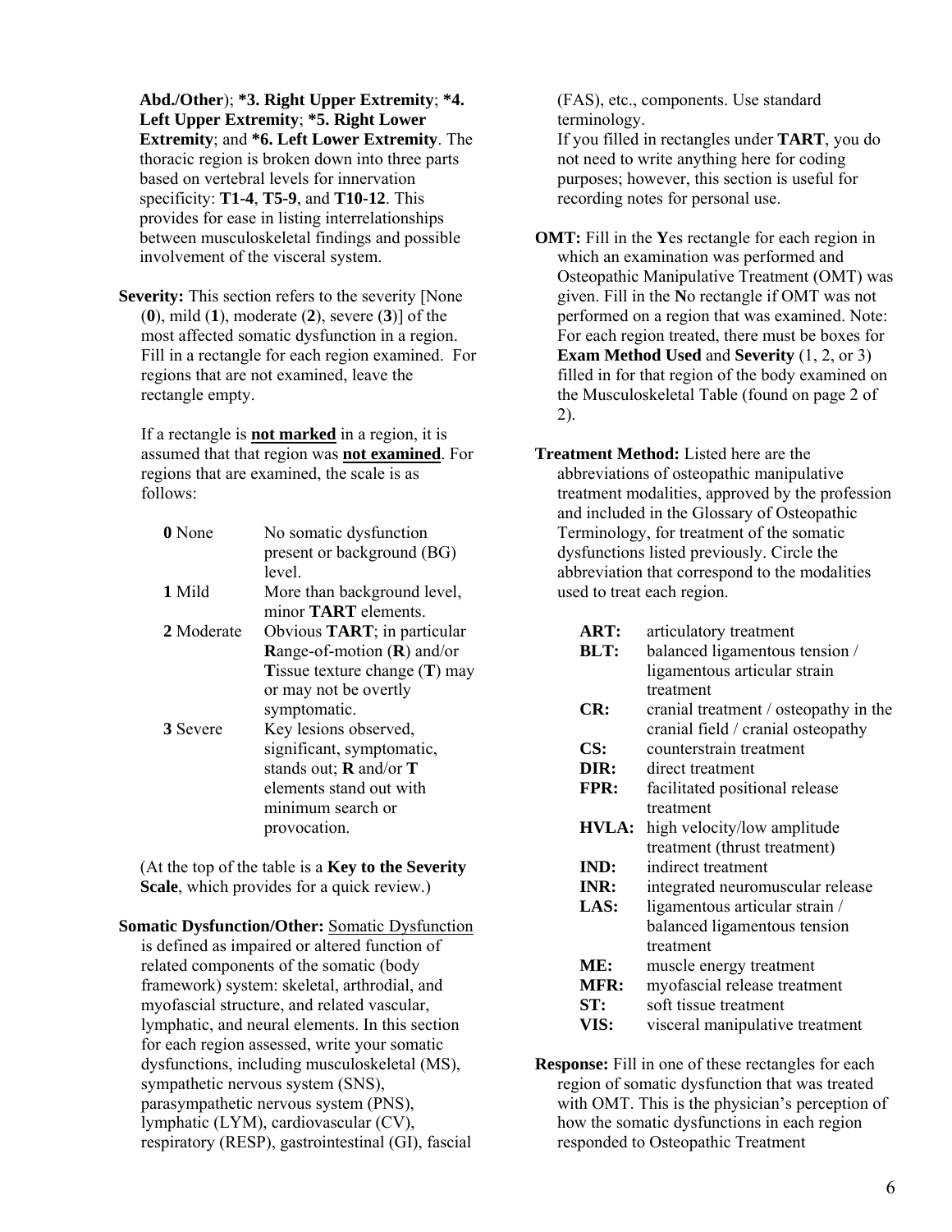**Abd./Other**); **\*3. Right Upper Extremity**; **\*4. Left Upper Extremity**; **\*5. Right Lower Extremity**; and **\*6. Left Lower Extremity**. The thoracic region is broken down into three parts based on vertebral levels for innervation specificity: **T1-4**, **T5-9**, and **T10-12**. This provides for ease in listing interrelationships between musculoskeletal findings and possible involvement of the visceral system.

**Severity:** This section refers to the severity [None (**0**), mild (**1**), moderate (**2**), severe (**3**)] of the most affected somatic dysfunction in a region. Fill in a rectangle for each region examined. For regions that are not examined, leave the rectangle empty.

If a rectangle is **not marked** in a region, it is assumed that that region was **not examined**. For regions that are examined, the scale is as follows:

| | |
|---|---|
| **0** None | No somatic dysfunction present or background (BG) level. |
| **1** Mild | More than background level, minor **TART** elements. |
| **2** Moderate | Obvious **TART**; in particular **R**ange-of-motion (**R**) and/or **T**issue texture change (**T**) may or may not be overtly symptomatic. |
| **3** Severe | Key lesions observed, significant, symptomatic, stands out; **R** and/or **T** elements stand out with minimum search or provocation. |

(At the top of the table is a **Key to the Severity Scale**, which provides for a quick review.)

**Somatic Dysfunction/Other:** Somatic Dysfunction is defined as impaired or altered function of related components of the somatic (body framework) system: skeletal, arthrodial, and myofascial structure, and related vascular, lymphatic, and neural elements. In this section for each region assessed, write your somatic dysfunctions, including musculoskeletal (MS), sympathetic nervous system (SNS), parasympathetic nervous system (PNS), lymphatic (LYM), cardiovascular (CV), respiratory (RESP), gastrointestinal (GI), fascial (FAS), etc., components. Use standard terminology.
If you filled in rectangles under **TART**, you do not need to write anything here for coding purposes; however, this section is useful for recording notes for personal use.

**OMT:** Fill in the **Y**es rectangle for each region in which an examination was performed and Osteopathic Manipulative Treatment (OMT) was given. Fill in the **N**o rectangle if OMT was not performed on a region that was examined. Note: For each region treated, there must be boxes for **Exam Method Used** and **Severity** (1, 2, or 3) filled in for that region of the body examined on the Musculoskeletal Table (found on page 2 of 2).

**Treatment Method:** Listed here are the abbreviations of osteopathic manipulative treatment modalities, approved by the profession and included in the Glossary of Osteopathic Terminology, for treatment of the somatic dysfunctions listed previously. Circle the abbreviation that correspond to the modalities used to treat each region.

| | |
|---|---|
| **ART:** | articulatory treatment |
| **BLT:** | balanced ligamentous tension / ligamentous articular strain treatment |
| **CR:** | cranial treatment / osteopathy in the cranial field / cranial osteopathy |
| **CS:** | counterstrain treatment |
| **DIR:** | direct treatment |
| **FPR:** | facilitated positional release treatment |
| **HVLA:** | high velocity/low amplitude treatment (thrust treatment) |
| **IND:** | indirect treatment |
| **INR:** | integrated neuromuscular release |
| **LAS:** | ligamentous articular strain / balanced ligamentous tension treatment |
| **ME:** | muscle energy treatment |
| **MFR:** | myofascial release treatment |
| **ST:** | soft tissue treatment |
| **VIS:** | visceral manipulative treatment |

**Response:** Fill in one of these rectangles for each region of somatic dysfunction that was treated with OMT. This is the physician's perception of how the somatic dysfunctions in each region responded to Osteopathic Treatment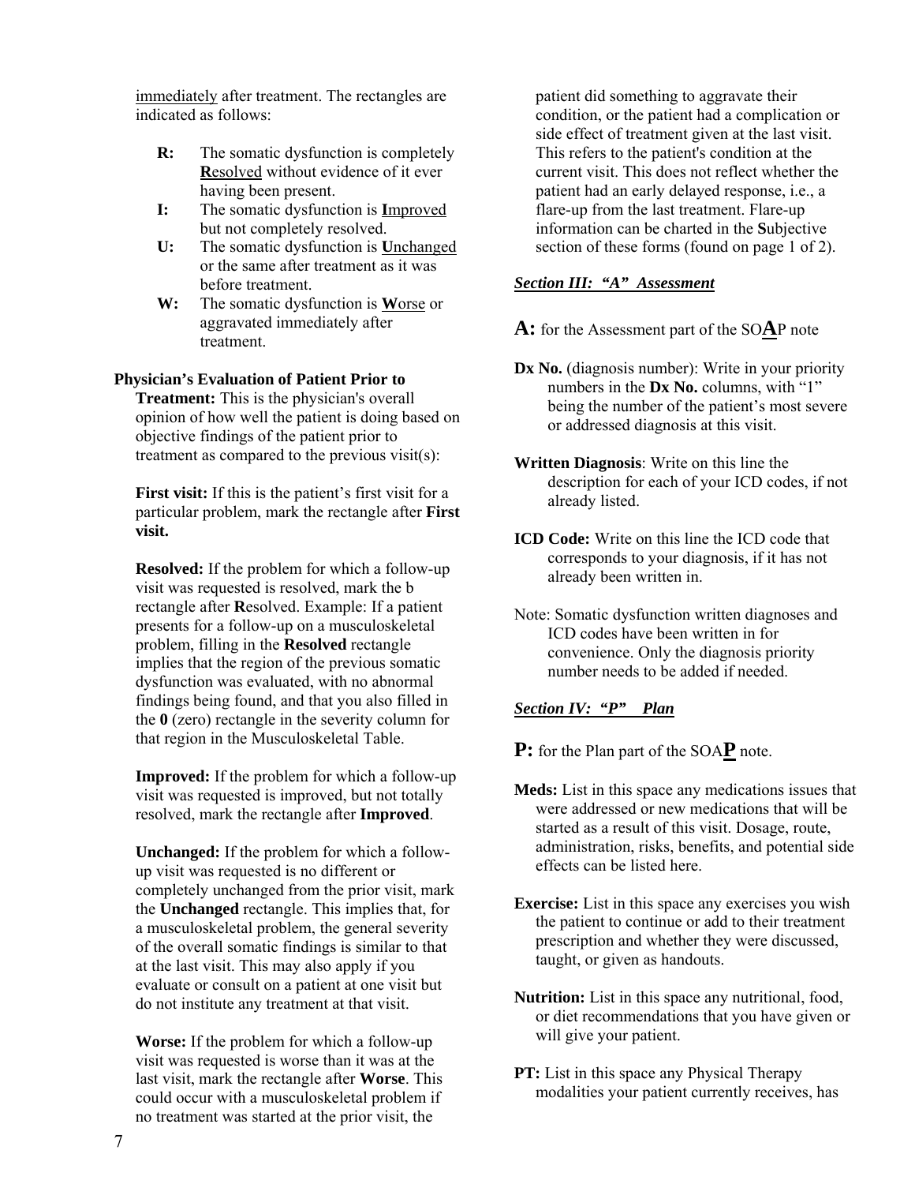immediately after treatment. The rectangles are indicated as follows:

- **R:** The somatic dysfunction is completely **R**esolved without evidence of it ever having been present.
- **I:** The somatic dysfunction is **I**mproved but not completely resolved.
- **U:** The somatic dysfunction is **U**nchanged or the same after treatment as it was before treatment.
- **W:** The somatic dysfunction is **W**orse or aggravated immediately after treatment.

**Physician's Evaluation of Patient Prior to Treatment:** This is the physician's overall opinion of how well the patient is doing based on objective findings of the patient prior to treatment as compared to the previous visit(s):

**First visit:** If this is the patient's first visit for a particular problem, mark the rectangle after **First visit.**

**Resolved:** If the problem for which a follow-up visit was requested is resolved, mark the b rectangle after **R**esolved. Example: If a patient presents for a follow-up on a musculoskeletal problem, filling in the **Resolved** rectangle implies that the region of the previous somatic dysfunction was evaluated, with no abnormal findings being found, and that you also filled in the **0** (zero) rectangle in the severity column for that region in the Musculoskeletal Table.

**Improved:** If the problem for which a follow-up visit was requested is improved, but not totally resolved, mark the rectangle after **Improved**.

**Unchanged:** If the problem for which a follow-up visit was requested is no different or completely unchanged from the prior visit, mark the **Unchanged** rectangle. This implies that, for a musculoskeletal problem, the general severity of the overall somatic findings is similar to that at the last visit. This may also apply if you evaluate or consult on a patient at one visit but do not institute any treatment at that visit.

**Worse:** If the problem for which a follow-up visit was requested is worse than it was at the last visit, mark the rectangle after **Worse**. This could occur with a musculoskeletal problem if no treatment was started at the prior visit, the patient did something to aggravate their condition, or the patient had a complication or side effect of treatment given at the last visit. This refers to the patient's condition at the current visit. This does not reflect whether the patient had an early delayed response, i.e., a flare-up from the last treatment. Flare-up information can be charted in the **S**ubjective section of these forms (found on page 1 of 2).

## ***Section III: "A" Assessment***

**A:** for the Assessment part of the SO**A**P note

**Dx No.** (diagnosis number): Write in your priority numbers in the **Dx No.** columns, with "1" being the number of the patient's most severe or addressed diagnosis at this visit.

**Written Diagnosis**: Write on this line the description for each of your ICD codes, if not already listed.

**ICD Code:** Write on this line the ICD code that corresponds to your diagnosis, if it has not already been written in.

Note: Somatic dysfunction written diagnoses and ICD codes have been written in for convenience. Only the diagnosis priority number needs to be added if needed.

## ***Section IV: "P" Plan***

**P:** for the Plan part of the SOA**P** note.

**Meds:** List in this space any medications issues that were addressed or new medications that will be started as a result of this visit. Dosage, route, administration, risks, benefits, and potential side effects can be listed here.

**Exercise:** List in this space any exercises you wish the patient to continue or add to their treatment prescription and whether they were discussed, taught, or given as handouts.

**Nutrition:** List in this space any nutritional, food, or diet recommendations that you have given or will give your patient.

**PT:** List in this space any Physical Therapy modalities your patient currently receives, has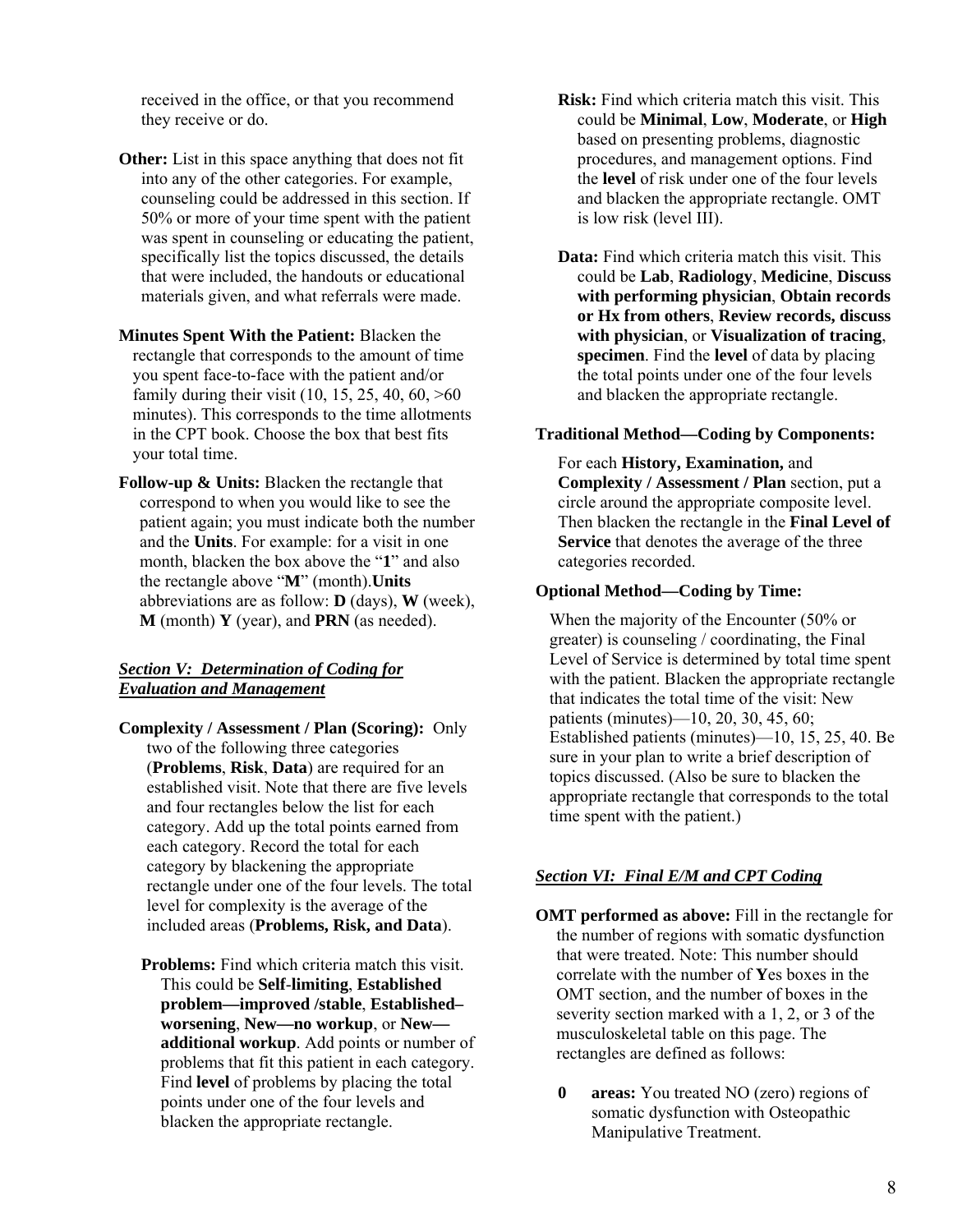received in the office, or that you recommend they receive or do.

**Other:** List in this space anything that does not fit into any of the other categories. For example, counseling could be addressed in this section. If 50% or more of your time spent with the patient was spent in counseling or educating the patient, specifically list the topics discussed, the details that were included, the handouts or educational materials given, and what referrals were made.

**Minutes Spent With the Patient:** Blacken the rectangle that corresponds to the amount of time you spent face-to-face with the patient and/or family during their visit (10, 15, 25, 40, 60, >60 minutes). This corresponds to the time allotments in the CPT book. Choose the box that best fits your total time.

**Follow-up & Units:** Blacken the rectangle that correspond to when you would like to see the patient again; you must indicate both the number and the **Units**. For example: for a visit in one month, blacken the box above the "**1**" and also the rectangle above "**M**" (month).**Units** abbreviations are as follow: **D** (days), **W** (week), **M** (month) **Y** (year), and **PRN** (as needed).

## ***Section V: Determination of Coding for Evaluation and Management***

**Complexity / Assessment / Plan (Scoring):** Only two of the following three categories (**Problems**, **Risk**, **Data**) are required for an established visit. Note that there are five levels and four rectangles below the list for each category. Add up the total points earned from each category. Record the total for each category by blackening the appropriate rectangle under one of the four levels. The total level for complexity is the average of the included areas (**Problems, Risk, and Data**).

**Problems:** Find which criteria match this visit. This could be **Self-limiting**, **Established problem—improved /stable**, **Established–worsening**, **New—no workup**, or **New—additional workup**. Add points or number of problems that fit this patient in each category. Find **level** of problems by placing the total points under one of the four levels and blacken the appropriate rectangle.

**Risk:** Find which criteria match this visit. This could be **Minimal**, **Low**, **Moderate**, or **High** based on presenting problems, diagnostic procedures, and management options. Find the **level** of risk under one of the four levels and blacken the appropriate rectangle. OMT is low risk (level III).

**Data:** Find which criteria match this visit. This could be **Lab**, **Radiology**, **Medicine**, **Discuss with performing physician**, **Obtain records or Hx from others**, **Review records, discuss with physician**, or **Visualization of tracing**, **specimen**. Find the **level** of data by placing the total points under one of the four levels and blacken the appropriate rectangle.

**Traditional Method—Coding by Components:**

For each **History, Examination,** and **Complexity / Assessment / Plan** section, put a circle around the appropriate composite level. Then blacken the rectangle in the **Final Level of Service** that denotes the average of the three categories recorded.

**Optional Method—Coding by Time:**

When the majority of the Encounter (50% or greater) is counseling / coordinating, the Final Level of Service is determined by total time spent with the patient. Blacken the appropriate rectangle that indicates the total time of the visit: New patients (minutes)—10, 20, 30, 45, 60; Established patients (minutes)—10, 15, 25, 40. Be sure in your plan to write a brief description of topics discussed. (Also be sure to blacken the appropriate rectangle that corresponds to the total time spent with the patient.)

## ***Section VI: Final E/M and CPT Coding***

**OMT performed as above:** Fill in the rectangle for the number of regions with somatic dysfunction that were treated. Note: This number should correlate with the number of **Y**es boxes in the OMT section, and the number of boxes in the severity section marked with a 1, 2, or 3 of the musculoskeletal table on this page. The rectangles are defined as follows:

**0 areas:** You treated NO (zero) regions of somatic dysfunction with Osteopathic Manipulative Treatment.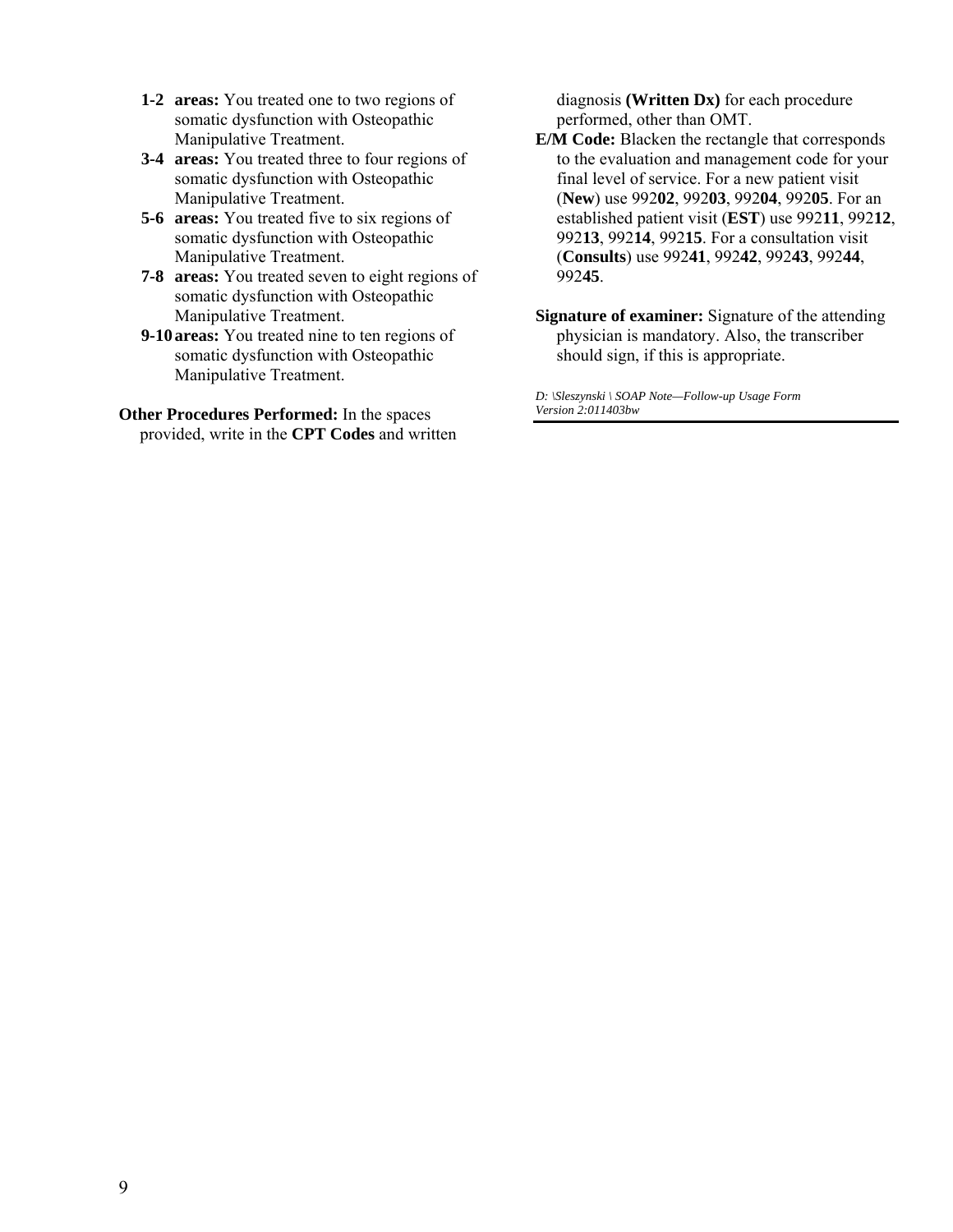**1-2 areas:** You treated one to two regions of somatic dysfunction with Osteopathic Manipulative Treatment.

**3-4 areas:** You treated three to four regions of somatic dysfunction with Osteopathic Manipulative Treatment.

**5-6 areas:** You treated five to six regions of somatic dysfunction with Osteopathic Manipulative Treatment.

**7-8 areas:** You treated seven to eight regions of somatic dysfunction with Osteopathic Manipulative Treatment.

**9-10 areas:** You treated nine to ten regions of somatic dysfunction with Osteopathic Manipulative Treatment.

**Other Procedures Performed:** In the spaces provided, write in the **CPT Codes** and written diagnosis **(Written Dx)** for each procedure performed, other than OMT.

**E/M Code:** Blacken the rectangle that corresponds to the evaluation and management code for your final level of service. For a new patient visit (**New**) use 992**02**, 992**03**, 992**04**, 992**05**. For an established patient visit (**EST**) use 992**11**, 992**12**, 992**13**, 992**14**, 992**15**. For a consultation visit (**Consults**) use 992**41**, 992**42**, 992**43**, 992**44**, 992**45**.

**Signature of examiner:** Signature of the attending physician is mandatory. Also, the transcriber should sign, if this is appropriate.

*D: \Sleszynski \ SOAP Note—Follow-up Usage Form*
*Version 2:011403bw*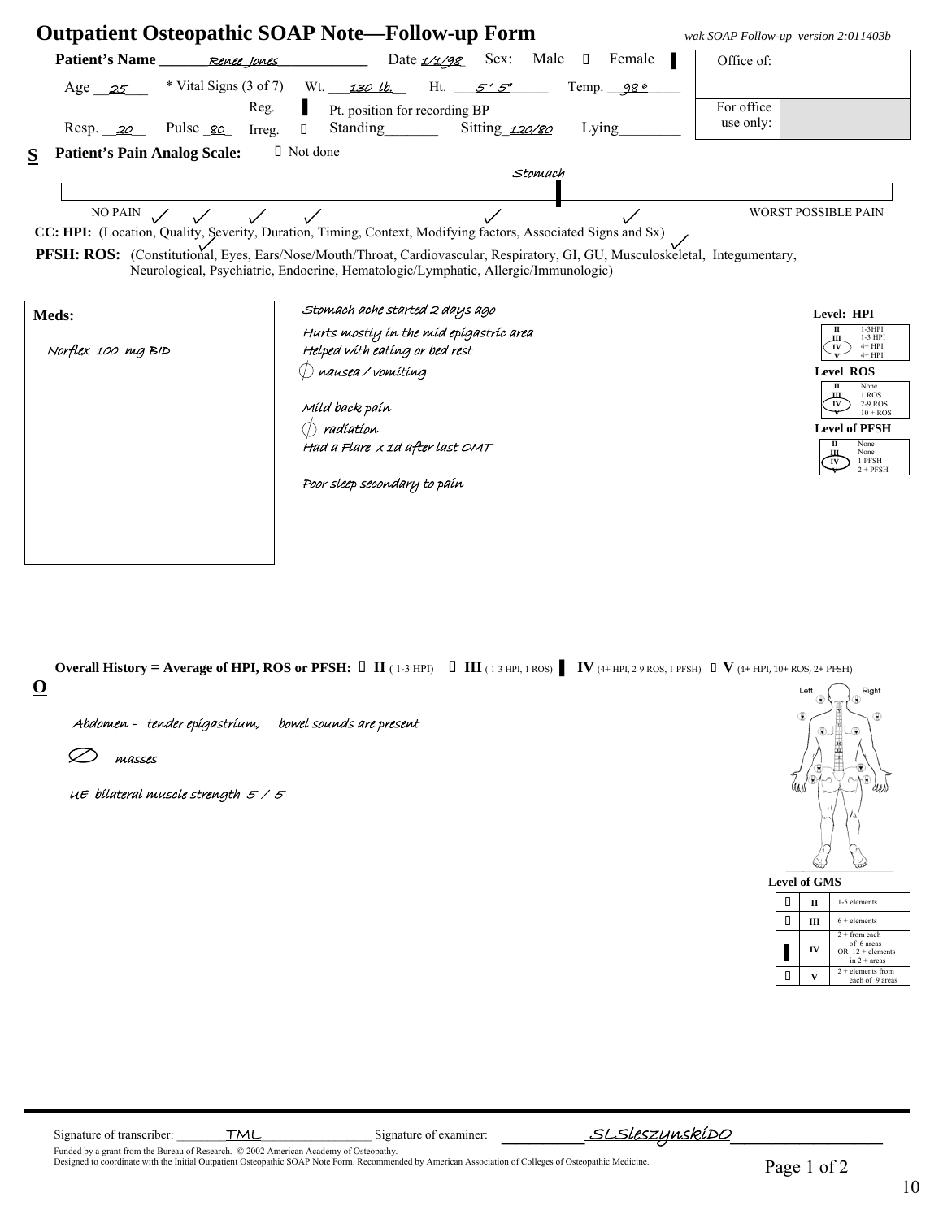# Outpatient Osteopathic SOAP Note—Follow-up Form

*wak SOAP Follow-up version 2:011403b*

**Patient's Name** Renee Jones  Date 1/1/98  Sex: Male ☐ Female ▌

| Office of: | |
|---|---|
| For office use only: | |

Age 25  * Vital Signs (3 of 7)  Wt. 130 lb.  Ht. 5' 5"  Temp. 98.6

Resp. 20  Pulse 80  Reg. ▌ Irreg. ☐  Pt. position for recording BP  Standing____ Sitting 120/80 Lying____

## S

**Patient's Pain Analog Scale:** ☐ Not done

Stomach

NO PAIN ———————————————— WORST POSSIBLE PAIN

**CC: HPI:** (Location ✓, Quality ✓, Severity ✓, Duration ✓, Timing, Context ✓, Modifying factors ✓, Associated Signs and Sx) ✓

**PFSH: ROS:** (Constitutional ✓, Eyes, Ears/Nose/Mouth/Throat, Cardiovascular, Respiratory, GI ✓, GU, Musculoskeletal, Integumentary, Neurological, Psychiatric, Endocrine, Hematologic/Lymphatic, Allergic/Immunologic)

**Meds:**

Norflex 100 mg BID

Stomach ache started 2 days ago
Hurts mostly in the mid epigastric area
Helped with eating or bed rest
∅ nausea / vomiting

Mild back pain
∅ radiation
Had a Flare x 1d after last OMT

Poor sleep secondary to pain

**Level: HPI**

| | |
|---|---|
| II | 1-3HPI |
| III | 1-3 HPI |
| (IV) | 4+ HPI |
| V | 4+ HPI |

**Level ROS**

| | |
|---|---|
| II | None |
| III | 1 ROS |
| (IV) | 2-9 ROS |
| V | 10 + ROS |

**Level of PFSH**

| | |
|---|---|
| II | None |
| III | None |
| (IV) | 1 PFSH |
| V | 2 + PFSH |

**Overall History = Average of HPI, ROS or PFSH:** ☐ **II** (1-3 HPI) ☐ **III** (1-3 HPI, 1 ROS) ▌ **IV** (4+ HPI, 2-9 ROS, 1 PFSH) ☐ **V** (4+ HPI, 10+ ROS, 2+ PFSH)

## O

Abdomen - tender epigastrium, bowel sounds are present

∅ masses

UE bilateral muscle strength 5 / 5

Left Right

**Level of GMS**

| | | |
|---|---|---|
| ☐ | II | 1-5 elements |
| ☐ | III | 6 + elements |
| ▌ | IV | 2 + from each of 6 areas OR 12 + elements in 2 + areas |
| ☐ | V | 2 + elements from each of 9 areas |

Signature of transcriber: TML  Signature of examiner: SLSleszynskiDO

Funded by a grant from the Bureau of Research. © 2002 American Academy of Osteopathy.
Designed to coordinate with the Initial Outpatient Osteopathic SOAP Note Form. Recommended by American Association of Colleges of Osteopathic Medicine.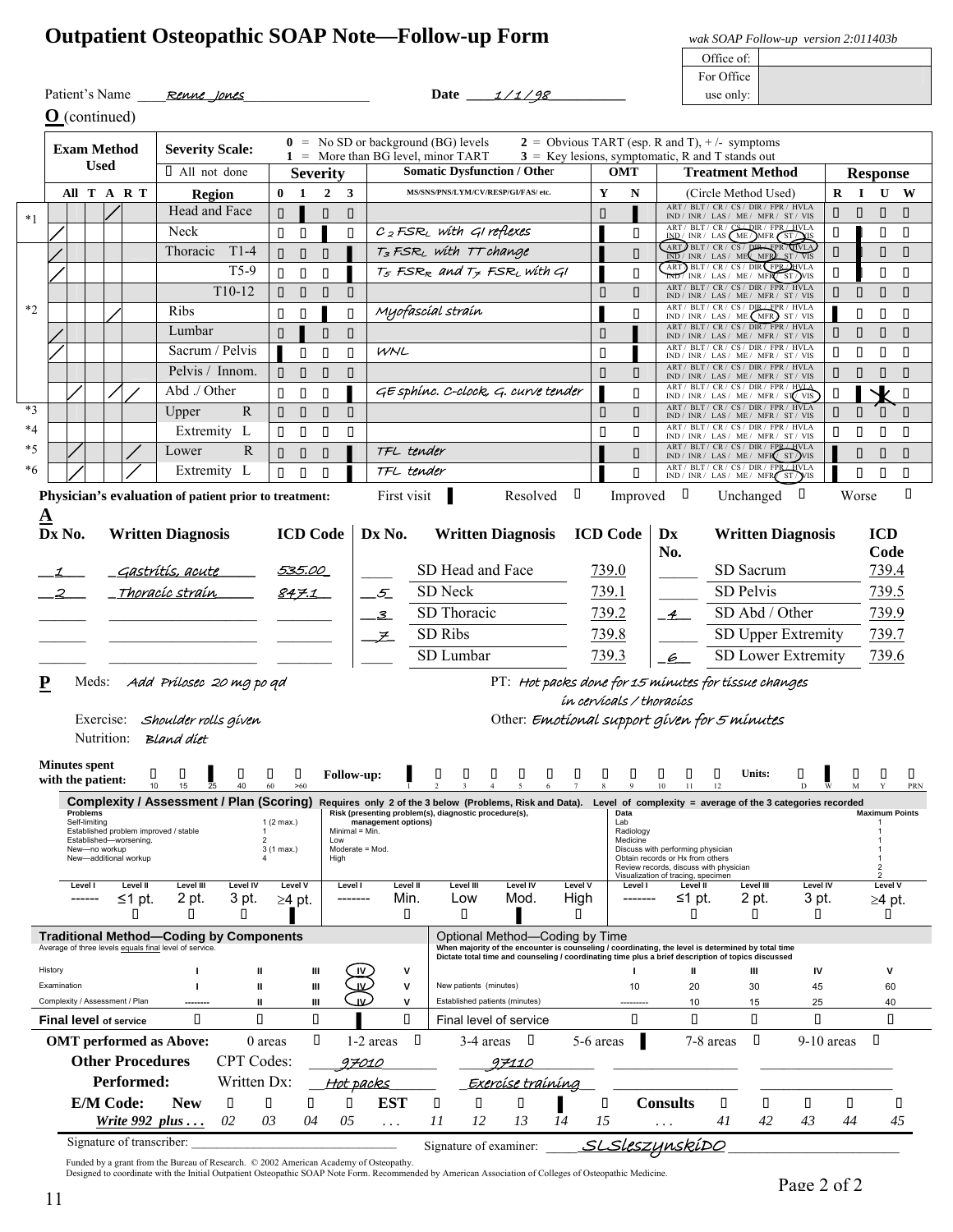# Outpatient Osteopathic SOAP Note—Follow-up Form

*wak SOAP Follow-up version 2:011403b*

| Office of: | |
|---|---|
| For Office use only: | |

Patient's Name: *Renne Jones* Date: *1/1/98*

**O** (continued)

Severity Scale: 0 = No SD or background (BG) levels; 1 = More than BG level, minor TART; 2 = Obvious TART (esp. R and T), +/- symptoms; 3 = Key lesions, symptomatic, R and T stands out

| | Exam Method Used: All | T | A | R | T | Region | Severity 0 | 1 | 2 | 3 | Somatic Dysfunction / Other (MS/SNS/PNS/LYM/CV/RESP/GI/FAS/ etc.) | OMT Y | N | Treatment Method (Circle Method Used) | Response R | I | U | W |
|---|---|---|---|---|---|---|---|---|---|---|---|---|---|---|---|---|---|---|
| *1 | | | | / | | Head and Face | | ■ | | | | | ■ | ART / BLT / CR / CS / DIR / FPR / HVLA / IND / INR / LAS / ME / MFR / ST / VIS | | | | |
| | / | | | | | Neck | | | ■ | | *C2 FSRL with GI reflexes* | ■ | | ART / BLT / CR / (CS) / DIR / FPR / HVLA / IND / INR / LAS / (ME) / MFR / (ST) / VIS | | ■ | | |
| | / | | | | | Thoracic T1-4 | | | | ■ | *T3 FSRL with TT change* | ■ | | (ART) / BLT / CR / CS / DIR / FPR / (HVLA) / IND / INR / LAS / (ME) / (MFR) / ST / VIS | | ■ | | |
| | / | | | | | T5-9 | | | | ■ | *T5 FSRR and T7 FSRL with GI* | ■ | | (ART) / BLT / CR / CS / DIR / (FPR) / HVLA / IND / INR / LAS / ME / MFR / ST / VIS | | ■ | | |
| | | | | | | T10-12 | | | | | | | | ART / BLT / CR / CS / DIR / FPR / HVLA / IND / INR / LAS / ME / MFR / ST / VIS | | | | |
| *2 | | | | / | | Ribs | | | ■ | | *Myofascial strain* | ■ | | ART / BLT / CR / CS / DIR / FPR / HVLA / IND / INR / LAS / ME / (MFR) / ST / VIS | ■ | | | |
| | / | | | | | Lumbar | | ■ | | | | | ■ | ART / BLT / CR / CS / DIR / FPR / HVLA / IND / INR / LAS / ME / MFR / ST / VIS | | | | |
| | / | | | | | Sacrum / Pelvis | ■ | | | | *WNL* | | ■ | ART / BLT / CR / CS / DIR / FPR / HVLA / IND / INR / LAS / ME / MFR / ST / VIS | | | | |
| | | | | | | Pelvis / Innom. | | | | | | | | ART / BLT / CR / CS / DIR / FPR / HVLA / IND / INR / LAS / ME / MFR / ST / VIS | | | | |
| | | / | | / | / | Abd ./ Other | | | | ■ | *GE sphinc. C-clock, G. curve tender* | ■ | | ART / BLT / CR / CS / DIR / FPR / HVLA / IND / INR / LAS / ME / MFR / (ST) / (VIS) | | ■ | X | |
| *3 | | | | | | Upper Extremity R | | | | | | | | ART / BLT / CR / CS / DIR / FPR / HVLA / IND / INR / LAS / ME / MFR / ST / VIS | | | | |
| *4 | | | | | | Upper Extremity L | | | | | | | | ART / BLT / CR / CS / DIR / FPR / HVLA / IND / INR / LAS / ME / MFR / ST / VIS | | | | |
| *5 | | / | | | / | Lower Extremity R | | | | ■ | *TFL tender* | ■ | | ART / BLT / CR / CS / DIR / FPR / HVLA / IND / INR / LAS / ME / MFR / (ST) / VIS | ■ | | | |
| *6 | | / | | | / | Lower Extremity L | | | | ■ | *TFL tender* | ■ | | ART / BLT / CR / CS / DIR / FPR / HVLA / IND / INR / LAS / ME / MFR / (ST) / VIS | ■ | | | |

**Physician's evaluation of patient prior to treatment:** First visit ■ Resolved ☐ Improved ☐ Unchanged ☐ Worse ☐

**A**

| Dx No. | Written Diagnosis | ICD Code | Dx No. | Written Diagnosis | ICD Code | Dx No. | Written Diagnosis | ICD Code |
|---|---|---|---|---|---|---|---|---|
| *1* | *Gastritis, acute* | *535.00* | | SD Head and Face | 739.0 | | SD Sacrum | 739.4 |
| *2* | *Thoracic strain* | *847.1* | *5* | SD Neck | 739.1 | | SD Pelvis | 739.5 |
| | | | *3* | SD Thoracic | 739.2 | *4* | SD Abd / Other | 739.9 |
| | | | *7* | SD Ribs | 739.8 | | SD Upper Extremity | 739.7 |
| | | | | SD Lumbar | 739.3 | *6* | SD Lower Extremity | 739.6 |

**P** Meds: *Add Prilosec 20 mg po qd*

PT: *Hot packs done for 15 minutes for tissue changes in cervicals / thoracics*

Exercise: *Shoulder rolls given*

Other: *Emotional support given for 5 minutes*

Nutrition: *Bland diet*

**Minutes spent with the patient:** 10 ☐ 15 ☐ 25 ■ 40 ☐ 60 ☐ >60 ☐

**Follow-up:** 1 ■ 2 ☐ 3 ☐ 4 ☐ 5 ☐ 6 ☐ 7 ☐ 8 ☐ 9 ☐ 10 ☐ 11 ☐ 12 ☐ **Units:** D ☐ W ■ M ☐ Y ☐ PRN ☐

**Complexity / Assessment / Plan (Scoring)** Requires only 2 of the 3 below (Problems, Risk and Data). Level of complexity = average of the 3 categories recorded

| Problems | | Risk (presenting problem(s), diagnostic procedure(s), management options) | Data | Maximum Points |
|---|---|---|---|---|
| Self-limiting | 1 (2 max.) | Minimal = Min. | Lab | 1 |
| Established problem improved / stable | 1 | Low | Radiology | 1 |
| Established—worsening. | 2 | Moderate = Mod. | Medicine | 1 |
| New—no workup | 3 (1 max.) | High | Discuss with performing physician | 1 |
| New—additional workup | 4 | | Obtain records or Hx from others | 1 |
| | | | Review records, discuss with physician | 2 |
| | | | Visualization of tracing, specimen | 2 |

| | Level I | Level II | Level III | Level IV | Level V |
|---|---|---|---|---|---|
| Problems | ------ | ≤1 pt. ☐ | 2 pt. ☐ | 3 pt. ☐ | ≥4 pt. ■ |
| Risk | ------- | Min. ☐ | Low ☐ | Mod. ■ | High ☐ |
| Data | ------- | ≤1 pt. ☐ | 2 pt. ☐ | 3 pt. ☐ | ≥4 pt. ☐ |

**Traditional Method—Coding by Components**
Average of three levels equals final level of service.

| | I | II | III | IV | V |
|---|---|---|---|---|---|
| History | I | II | III | (IV) | V |
| Examination | I | II | III | (IV) | V |
| Complexity / Assessment / Plan | -------- | II | III | (IV) | V |
| **Final level of service** | ☐ | ☐ | ☐ | ■ | ☐ |

**Optional Method—Coding by Time**
When majority of the encounter is counseling / coordinating, the level is determined by total time. Dictate total time and counseling / coordinating time plus a brief description of topics discussed

| | I | II | III | IV | V |
|---|---|---|---|---|---|
| New patients (minutes) | 10 | 20 | 30 | 45 | 60 |
| Established patients (minutes) | --------- | 10 | 15 | 25 | 40 |
| Final level of service | ☐ | ☐ | ☐ | ☐ | ☐ |

**OMT performed as Above:** 0 areas ☐ 1-2 areas ☐ 3-4 areas ☐ 5-6 areas ■ 7-8 areas ☐ 9-10 areas ☐

**Other Procedures Performed:** CPT Codes: *97010*, *97110*
Written Dx: *Hot packs*, *Exercise training*

**E/M Code:** *Write 992 plus . . .*
**New** 02 ☐ 03 ☐ 04 ☐ 05 ☐ . . .
**EST** 11 ☐ 12 ☐ 13 ☐ 14 ■ 15 ☐ . . .
**Consults** 41 ☐ 42 ☐ 43 ☐ 44 ☐ 45 ☐

Signature of transcriber: ____________________ Signature of examiner: *SLSleszynskiDO*

Funded by a grant from the Bureau of Research. © 2002 American Academy of Osteopathy.
Designed to coordinate with the Initial Outpatient Osteopathic SOAP Note Form. Recommended by American Association of Colleges of Osteopathic Medicine.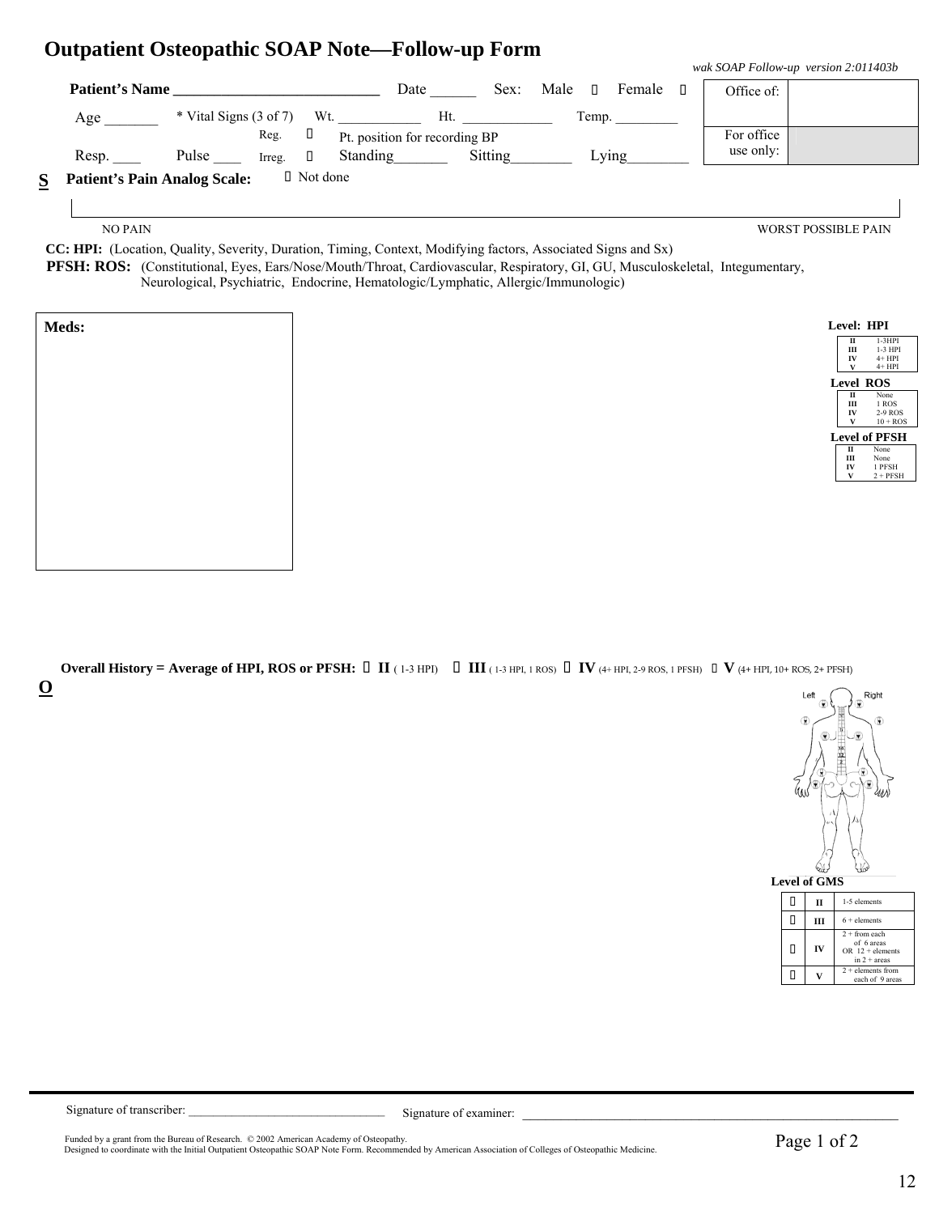# Outpatient Osteopathic SOAP Note—Follow-up Form

*wak SOAP Follow-up version 2:011403b*

**Patient's Name** ___________________________ Date ______ Sex: Male ▯ Female ▯

| Office of: | |
|---|---|
| For office use only: | |

Age _______ * Vital Signs (3 of 7) Wt. ___________ Ht. ____________ Temp. _________

Reg. ▯ Pt. position for recording BP

Resp. ____ Pulse ____ Irreg. ▯ Standing_______ Sitting________ Lying________

**S** **Patient's Pain Analog Scale:** ▯ Not done

NO PAIN — WORST POSSIBLE PAIN

**CC: HPI:** (Location, Quality, Severity, Duration, Timing, Context, Modifying factors, Associated Signs and Sx)

**PFSH: ROS:** (Constitutional, Eyes, Ears/Nose/Mouth/Throat, Cardiovascular, Respiratory, GI, GU, Musculoskeletal, Integumentary, Neurological, Psychiatric, Endocrine, Hematologic/Lymphatic, Allergic/Immunologic)

**Meds:**

**Level: HPI**

| | |
|---|---|
| II | 1-3HPI |
| III | 1-3 HPI |
| IV | 4+ HPI |
| V | 4+ HPI |

**Level ROS**

| | |
|---|---|
| II | None |
| III | 1 ROS |
| IV | 2-9 ROS |
| V | 10 + ROS |

**Level of PFSH**

| | |
|---|---|
| II | None |
| III | None |
| IV | 1 PFSH |
| V | 2 + PFSH |

**Overall History = Average of HPI, ROS or PFSH:** ▯ **II** (1-3 HPI) ▯ **III** (1-3 HPI, 1 ROS) ▯ **IV** (4+ HPI, 2-9 ROS, 1 PFSH) ▯ **V** (4+ HPI, 10+ ROS, 2+ PFSH)

**O**

Left Right

**Level of GMS**

| | | |
|---|---|---|
| ▯ | II | 1-5 elements |
| ▯ | III | 6 + elements |
| ▯ | IV | 2 + from each of 6 areas OR 12 + elements in 2 + areas |
| ▯ | V | 2 + elements from each of 9 areas |

Signature of transcriber: ______________________________ Signature of examiner: ______________________________

Funded by a grant from the Bureau of Research. © 2002 American Academy of Osteopathy.
Designed to coordinate with the Initial Outpatient Osteopathic SOAP Note Form. Recommended by American Association of Colleges of Osteopathic Medicine.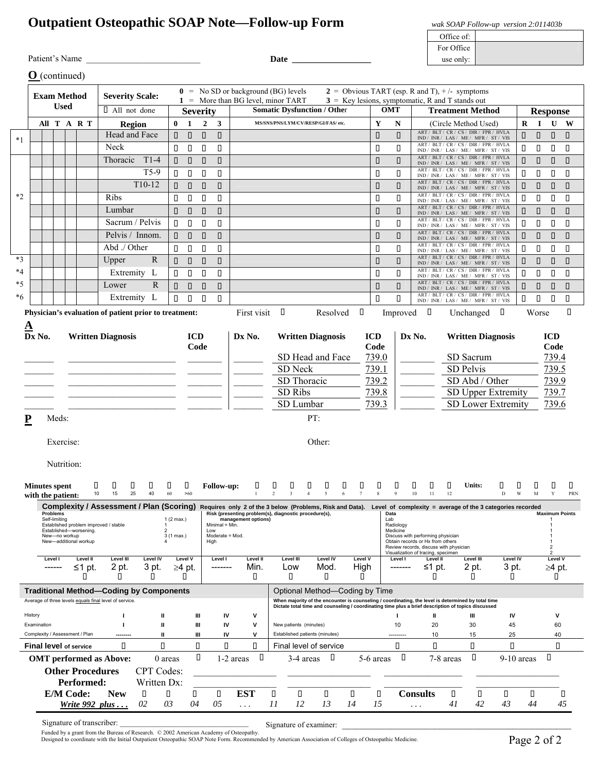# Outpatient Osteopathic SOAP Note—Follow-up Form

*wak SOAP Follow-up version 2:011403b*

| | |
|---|---|
| Office of: | |
| For Office use only: | |

Patient's Name ___________________________ **Date** __________________

**O** (continued)

| | Exam Method Used | | | | Severity Scale: | 0 = No SD or background (BG) levels; 1 = More than BG level, minor TART | | | | 2 = Obvious TART (esp. R and T), +/- symptoms; 3 = Key lesions, symptomatic, R and T stands out | | | | | | | | |
|---|---|---|---|---|---|---|---|---|---|---|---|---|---|---|---|---|---|---|
| | | | | | ☐ All not done | Severity | | | | Somatic Dysfunction / Other | OMT | | Treatment Method | Response | | | |
| | All | T | A | R T | Region | 0 | 1 | 2 | 3 | MS/SNS/PNS/LYM/CV/RESP/GI/FAS/ etc. | Y | N | (Circle Method Used) | R | I | U | W |
| *1 | | | | | Head and Face | ☐ | ☐ | ☐ | ☐ | | ☐ | ☐ | ART / BLT / CR / CS / DIR / FPR / HVLA IND / INR / LAS / ME / MFR / ST / VIS | ☐ | ☐ | ☐ | ☐ |
| | | | | | Neck | ☐ | ☐ | ☐ | ☐ | | ☐ | ☐ | ART / BLT / CR / CS / DIR / FPR / HVLA IND / INR / LAS / ME / MFR / ST / VIS | ☐ | ☐ | ☐ | ☐ |
| *2 | | | | | Thoracic T1-4 | ☐ | ☐ | ☐ | ☐ | | ☐ | ☐ | ART / BLT / CR / CS / DIR / FPR / HVLA IND / INR / LAS / ME / MFR / ST / VIS | ☐ | ☐ | ☐ | ☐ |
| | | | | | T5-9 | ☐ | ☐ | ☐ | ☐ | | ☐ | ☐ | ART / BLT / CR / CS / DIR / FPR / HVLA IND / INR / LAS / ME / MFR / ST / VIS | ☐ | ☐ | ☐ | ☐ |
| | | | | | T10-12 | ☐ | ☐ | ☐ | ☐ | | ☐ | ☐ | ART / BLT / CR / CS / DIR / FPR / HVLA IND / INR / LAS / ME / MFR / ST / VIS | ☐ | ☐ | ☐ | ☐ |
| | | | | | Ribs | ☐ | ☐ | ☐ | ☐ | | ☐ | ☐ | ART / BLT / CR / CS / DIR / FPR / HVLA IND / INR / LAS / ME / MFR / ST / VIS | ☐ | ☐ | ☐ | ☐ |
| | | | | | Lumbar | ☐ | ☐ | ☐ | ☐ | | ☐ | ☐ | ART / BLT / CR / CS / DIR / FPR / HVLA IND / INR / LAS / ME / MFR / ST / VIS | ☐ | ☐ | ☐ | ☐ |
| | | | | | Sacrum / Pelvis | ☐ | ☐ | ☐ | ☐ | | ☐ | ☐ | ART / BLT / CR / CS / DIR / FPR / HVLA IND / INR / LAS / ME / MFR / ST / VIS | ☐ | ☐ | ☐ | ☐ |
| | | | | | Pelvis / Innom. | ☐ | ☐ | ☐ | ☐ | | ☐ | ☐ | ART / BLT / CR / CS / DIR / FPR / HVLA IND / INR / LAS / ME / MFR / ST / VIS | ☐ | ☐ | ☐ | ☐ |
| | | | | | Abd ./ Other | ☐ | ☐ | ☐ | ☐ | | ☐ | ☐ | ART / BLT / CR / CS / DIR / FPR / HVLA IND / INR / LAS / ME / MFR / ST / VIS | ☐ | ☐ | ☐ | ☐ |
| *3 | | | | | Upper R | ☐ | ☐ | ☐ | ☐ | | ☐ | ☐ | ART / BLT / CR / CS / DIR / FPR / HVLA IND / INR / LAS / ME / MFR / ST / VIS | ☐ | ☐ | ☐ | ☐ |
| *4 | | | | | Extremity L | ☐ | ☐ | ☐ | ☐ | | ☐ | ☐ | ART / BLT / CR / CS / DIR / FPR / HVLA IND / INR / LAS / ME / MFR / ST / VIS | ☐ | ☐ | ☐ | ☐ |
| *5 | | | | | Lower R | ☐ | ☐ | ☐ | ☐ | | ☐ | ☐ | ART / BLT / CR / CS / DIR / FPR / HVLA IND / INR / LAS / ME / MFR / ST / VIS | ☐ | ☐ | ☐ | ☐ |
| *6 | | | | | Extremity L | ☐ | ☐ | ☐ | ☐ | | ☐ | ☐ | ART / BLT / CR / CS / DIR / FPR / HVLA IND / INR / LAS / ME / MFR / ST / VIS | ☐ | ☐ | ☐ | ☐ |

**Physician's evaluation of patient prior to treatment:** First visit ☐ Resolved ☐ Improved ☐ Unchanged ☐ Worse ☐

**A**

| Dx No. | Written Diagnosis | ICD Code | Dx No. | Written Diagnosis | ICD Code | Dx No. | Written Diagnosis | ICD Code |
|---|---|---|---|---|---|---|---|---|
| ______ | ______________ | ______ | ______ | SD Head and Face | 739.0 | ______ | SD Sacrum | 739.4 |
| ______ | ______________ | ______ | ______ | SD Neck | 739.1 | ______ | SD Pelvis | 739.5 |
| ______ | ______________ | ______ | ______ | SD Thoracic | 739.2 | ______ | SD Abd / Other | 739.9 |
| ______ | ______________ | ______ | ______ | SD Ribs | 739.8 | ______ | SD Upper Extremity | 739.7 |
| ______ | ______________ | ______ | ______ | SD Lumbar | 739.3 | ______ | SD Lower Extremity | 739.6 |

**P** Meds: PT:

Exercise: Other:

Nutrition:

**Minutes spent with the patient:** ☐ 10 ☐ 15 ☐ 25 ☐ 40 ☐ 60 ☐ >60 **Follow-up:** ☐ 1 ☐ 2 ☐ 3 ☐ 4 ☐ 5 ☐ 6 ☐ 7 ☐ 8 ☐ 9 ☐ 10 ☐ 11 ☐ 12 **Units:** ☐ D ☐ W ☐ M ☐ Y ☐ PRN

**Complexity / Assessment / Plan (Scoring)** Requires only 2 of the 3 below (Problems, Risk and Data). Level of complexity = average of the 3 categories recorded

| Problems | | Risk (presenting problem(s), diagnostic procedure(s), management options) | Data | Maximum Points |
|---|---|---|---|---|
| Self-limiting | 1 (2 max.) | Minimal = Min. | Lab | 1 |
| Established problem improved / stable | 1 | Low | Radiology | 1 |
| Established—worsening. | 2 | Moderate = Mod. | Medicine | 1 |
| New—no workup | 3 (1 max.) | High | Discuss with performing physician | 1 |
| New—additional workup | 4 | | Obtain records or Hx from others | 1 |
| | | | Review records, discuss with physician | 2 |
| | | | Visualization of tracing, specimen | 2 |

| | Level I | Level II | Level III | Level IV | Level V |
|---|---|---|---|---|---|
| Problems | ------ | ≤1 pt. ☐ | 2 pt. ☐ | 3 pt. ☐ | ≥4 pt. ☐ |
| Risk | ------- | Min. ☐ | Low ☐ | Mod. ☐ | High ☐ |
| Data | ------- | ≤1 pt. ☐ | 2 pt. ☐ | 3 pt. ☐ | ≥4 pt. ☐ |

**Traditional Method—Coding by Components**

Average of three levels equals final level of service.

| | | | | | |
|---|---|---|---|---|---|
| History | I | II | III | IV | V |
| Examination | I | II | III | IV | V |
| Complexity / Assessment / Plan | -------- | II | III | IV | V |
| **Final level** of service | ☐ | ☐ | ☐ | ☐ | ☐ |

Optional Method—Coding by Time

**When majority of the encounter is counseling / coordinating, the level is determined by total time. Dictate total time and counseling / coordinating time plus a brief description of topics discussed**

| | I | II | III | IV | V |
|---|---|---|---|---|---|
| New patients (minutes) | 10 | 20 | 30 | 45 | 60 |
| Established patients (minutes) | --------- | 10 | 15 | 25 | 40 |
| Final level of service | ☐ | ☐ | ☐ | ☐ | ☐ |

**OMT performed as Above:** 0 areas ☐ 1-2 areas ☐ 3-4 areas ☐ 5-6 areas ☐ 7-8 areas ☐ 9-10 areas ☐

**Other Procedures Performed:** CPT Codes: ____________ ____________ ____________ ____________
Written Dx: ____________ ____________ ____________ ____________

**E/M Code:** *Write 992 plus . . .* **New** ☐ 02 ☐ 03 ☐ 04 ☐ 05 . . . **EST** ☐ 11 ☐ 12 ☐ 13 ☐ 14 ☐ 15 . . . **Consults** ☐ 41 ☐ 42 ☐ 43 ☐ 44 ☐ 45

Signature of transcriber: ________________________________ Signature of examiner: ____________________________________________

Funded by a grant from the Bureau of Research. © 2002 American Academy of Osteopathy.
Designed to coordinate with the Initial Outpatient Osteopathic SOAP Note Form. Recommended by American Association of Colleges of Osteopathic Medicine.